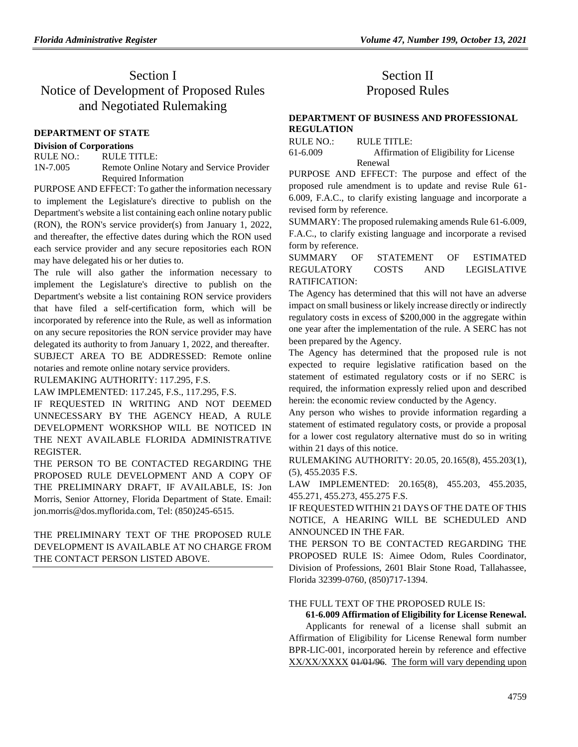# Section I
# Notice of Development of Proposed Rules and Negotiated Rulemaking

### DEPARTMENT OF STATE

**Division of Corporations**

RULE NO.: RULE TITLE:

1N-7.005 Remote Online Notary and Service Provider Required Information

PURPOSE AND EFFECT: To gather the information necessary to implement the Legislature's directive to publish on the Department's website a list containing each online notary public (RON), the RON's service provider(s) from January 1, 2022, and thereafter, the effective dates during which the RON used each service provider and any secure repositories each RON may have delegated his or her duties to.

The rule will also gather the information necessary to implement the Legislature's directive to publish on the Department's website a list containing RON service providers that have filed a self-certification form, which will be incorporated by reference into the Rule, as well as information on any secure repositories the RON service provider may have delegated its authority to from January 1, 2022, and thereafter.

SUBJECT AREA TO BE ADDRESSED: Remote online notaries and remote online notary service providers.

RULEMAKING AUTHORITY: 117.295, F.S.

LAW IMPLEMENTED: 117.245, F.S., 117.295, F.S.

IF REQUESTED IN WRITING AND NOT DEEMED UNNECESSARY BY THE AGENCY HEAD, A RULE DEVELOPMENT WORKSHOP WILL BE NOTICED IN THE NEXT AVAILABLE FLORIDA ADMINISTRATIVE REGISTER.

THE PERSON TO BE CONTACTED REGARDING THE PROPOSED RULE DEVELOPMENT AND A COPY OF THE PRELIMINARY DRAFT, IF AVAILABLE, IS: Jon Morris, Senior Attorney, Florida Department of State. Email: jon.morris@dos.myflorida.com, Tel: (850)245-6515.

THE PRELIMINARY TEXT OF THE PROPOSED RULE DEVELOPMENT IS AVAILABLE AT NO CHARGE FROM THE CONTACT PERSON LISTED ABOVE.

# Section II
# Proposed Rules

### DEPARTMENT OF BUSINESS AND PROFESSIONAL REGULATION

RULE NO.: RULE TITLE:

61-6.009 Affirmation of Eligibility for License Renewal

PURPOSE AND EFFECT: The purpose and effect of the proposed rule amendment is to update and revise Rule 61-6.009, F.A.C., to clarify existing language and incorporate a revised form by reference.

SUMMARY: The proposed rulemaking amends Rule 61-6.009, F.A.C., to clarify existing language and incorporate a revised form by reference.

SUMMARY OF STATEMENT OF ESTIMATED REGULATORY COSTS AND LEGISLATIVE RATIFICATION:

The Agency has determined that this will not have an adverse impact on small business or likely increase directly or indirectly regulatory costs in excess of $200,000 in the aggregate within one year after the implementation of the rule. A SERC has not been prepared by the Agency.

The Agency has determined that the proposed rule is not expected to require legislative ratification based on the statement of estimated regulatory costs or if no SERC is required, the information expressly relied upon and described herein: the economic review conducted by the Agency.

Any person who wishes to provide information regarding a statement of estimated regulatory costs, or provide a proposal for a lower cost regulatory alternative must do so in writing within 21 days of this notice.

RULEMAKING AUTHORITY: 20.05, 20.165(8), 455.203(1), (5), 455.2035 F.S.

LAW IMPLEMENTED: 20.165(8), 455.203, 455.2035, 455.271, 455.273, 455.275 F.S.

IF REQUESTED WITHIN 21 DAYS OF THE DATE OF THIS NOTICE, A HEARING WILL BE SCHEDULED AND ANNOUNCED IN THE FAR.

THE PERSON TO BE CONTACTED REGARDING THE PROPOSED RULE IS: Aimee Odom, Rules Coordinator, Division of Professions, 2601 Blair Stone Road, Tallahassee, Florida 32399-0760, (850)717-1394.

THE FULL TEXT OF THE PROPOSED RULE IS:

**61-6.009 Affirmation of Eligibility for License Renewal.**

Applicants for renewal of a license shall submit an Affirmation of Eligibility for License Renewal form number BPR-LIC-001, incorporated herein by reference and effective XX/XX/XXXX ~~01/01/96~~. The form will vary depending upon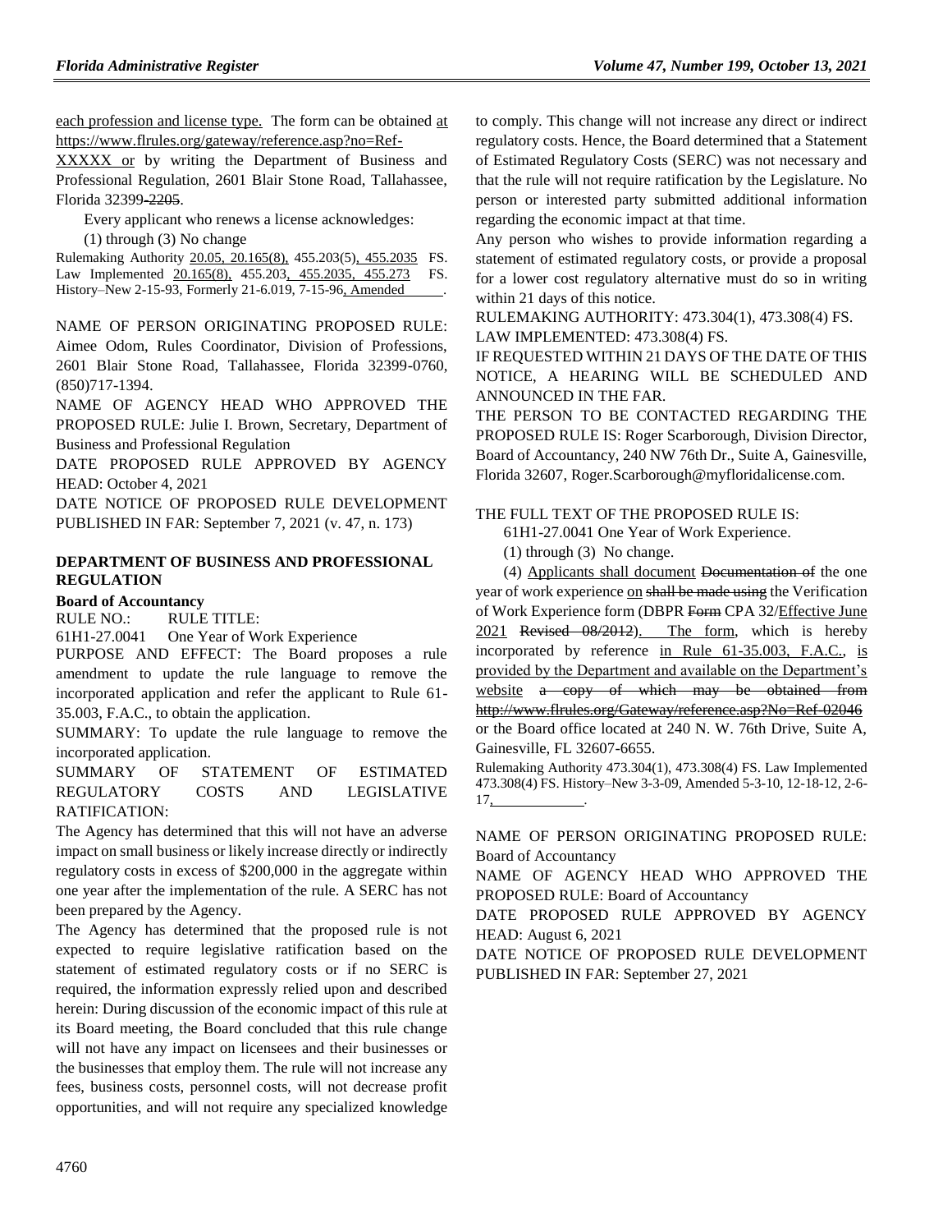each profession and license type. The form can be obtained at https://www.flrules.org/gateway/reference.asp?no=Ref-XXXXX or by writing the Department of Business and Professional Regulation, 2601 Blair Stone Road, Tallahassee, Florida 32399-2205.

Every applicant who renews a license acknowledges:

(1) through (3) No change

Rulemaking Authority 20.05, 20.165(8), 455.203(5), 455.2035 FS. Law Implemented 20.165(8), 455.203, 455.2035, 455.273 FS. History–New 2-15-93, Formerly 21-6.019, 7-15-96, Amended ______.

NAME OF PERSON ORIGINATING PROPOSED RULE: Aimee Odom, Rules Coordinator, Division of Professions, 2601 Blair Stone Road, Tallahassee, Florida 32399-0760, (850)717-1394.

NAME OF AGENCY HEAD WHO APPROVED THE PROPOSED RULE: Julie I. Brown, Secretary, Department of Business and Professional Regulation

DATE PROPOSED RULE APPROVED BY AGENCY HEAD: October 4, 2021

DATE NOTICE OF PROPOSED RULE DEVELOPMENT PUBLISHED IN FAR: September 7, 2021 (v. 47, n. 173)

## DEPARTMENT OF BUSINESS AND PROFESSIONAL REGULATION

### Board of Accountancy

RULE NO.: RULE TITLE:

61H1-27.0041 One Year of Work Experience

PURPOSE AND EFFECT: The Board proposes a rule amendment to update the rule language to remove the incorporated application and refer the applicant to Rule 61-35.003, F.A.C., to obtain the application.

SUMMARY: To update the rule language to remove the incorporated application.

SUMMARY OF STATEMENT OF ESTIMATED REGULATORY COSTS AND LEGISLATIVE RATIFICATION:

The Agency has determined that this will not have an adverse impact on small business or likely increase directly or indirectly regulatory costs in excess of $200,000 in the aggregate within one year after the implementation of the rule. A SERC has not been prepared by the Agency.

The Agency has determined that the proposed rule is not expected to require legislative ratification based on the statement of estimated regulatory costs or if no SERC is required, the information expressly relied upon and described herein: During discussion of the economic impact of this rule at its Board meeting, the Board concluded that this rule change will not have any impact on licensees and their businesses or the businesses that employ them. The rule will not increase any fees, business costs, personnel costs, will not decrease profit opportunities, and will not require any specialized knowledge to comply. This change will not increase any direct or indirect regulatory costs. Hence, the Board determined that a Statement of Estimated Regulatory Costs (SERC) was not necessary and that the rule will not require ratification by the Legislature. No person or interested party submitted additional information regarding the economic impact at that time.

Any person who wishes to provide information regarding a statement of estimated regulatory costs, or provide a proposal for a lower cost regulatory alternative must do so in writing within 21 days of this notice.

RULEMAKING AUTHORITY: 473.304(1), 473.308(4) FS.

LAW IMPLEMENTED: 473.308(4) FS.

IF REQUESTED WITHIN 21 DAYS OF THE DATE OF THIS NOTICE, A HEARING WILL BE SCHEDULED AND ANNOUNCED IN THE FAR.

THE PERSON TO BE CONTACTED REGARDING THE PROPOSED RULE IS: Roger Scarborough, Division Director, Board of Accountancy, 240 NW 76th Dr., Suite A, Gainesville, Florida 32607, Roger.Scarborough@myfloridalicense.com.

THE FULL TEXT OF THE PROPOSED RULE IS:

61H1-27.0041 One Year of Work Experience.

(1) through (3) No change.

(4) Applicants shall document ~~Documentation of~~ the one year of work experience on ~~shall be made using~~ the Verification of Work Experience form (DBPR ~~Form~~ CPA 32/Effective June 2021 ~~Revised 08/2012~~). The form, which is hereby incorporated by reference in Rule 61-35.003, F.A.C., is provided by the Department and available on the Department's website ~~a copy of which may be obtained from http://www.flrules.org/Gateway/reference.asp?No=Ref-02046~~ or the Board office located at 240 N. W. 76th Drive, Suite A, Gainesville, FL 32607-6655.

Rulemaking Authority 473.304(1), 473.308(4) FS. Law Implemented 473.308(4) FS. History–New 3-3-09, Amended 5-3-10, 12-18-12, 2-6-17, ______.

NAME OF PERSON ORIGINATING PROPOSED RULE: Board of Accountancy

NAME OF AGENCY HEAD WHO APPROVED THE PROPOSED RULE: Board of Accountancy

DATE PROPOSED RULE APPROVED BY AGENCY HEAD: August 6, 2021

DATE NOTICE OF PROPOSED RULE DEVELOPMENT PUBLISHED IN FAR: September 27, 2021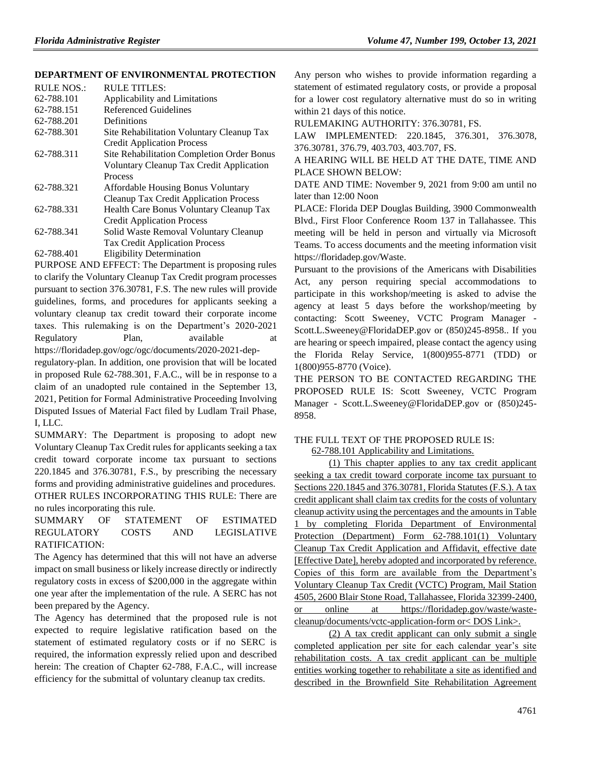## DEPARTMENT OF ENVIRONMENTAL PROTECTION

| RULE NOS.: | RULE TITLES: |
|---|---|
| 62-788.101 | Applicability and Limitations |
| 62-788.151 | Referenced Guidelines |
| 62-788.201 | Definitions |
| 62-788.301 | Site Rehabilitation Voluntary Cleanup Tax Credit Application Process |
| 62-788.311 | Site Rehabilitation Completion Order Bonus Voluntary Cleanup Tax Credit Application Process |
| 62-788.321 | Affordable Housing Bonus Voluntary Cleanup Tax Credit Application Process |
| 62-788.331 | Health Care Bonus Voluntary Cleanup Tax Credit Application Process |
| 62-788.341 | Solid Waste Removal Voluntary Cleanup Tax Credit Application Process |
| 62-788.401 | Eligibility Determination |

PURPOSE AND EFFECT: The Department is proposing rules to clarify the Voluntary Cleanup Tax Credit program processes pursuant to section 376.30781, F.S. The new rules will provide guidelines, forms, and procedures for applicants seeking a voluntary cleanup tax credit toward their corporate income taxes. This rulemaking is on the Department's 2020-2021 Regulatory Plan, available at https://floridadep.gov/ogc/ogc/documents/2020-2021-dep-regulatory-plan. In addition, one provision that will be located in proposed Rule 62-788.301, F.A.C., will be in response to a claim of an unadopted rule contained in the September 13, 2021, Petition for Formal Administrative Proceeding Involving Disputed Issues of Material Fact filed by Ludlam Trail Phase, I, LLC.

SUMMARY: The Department is proposing to adopt new Voluntary Cleanup Tax Credit rules for applicants seeking a tax credit toward corporate income tax pursuant to sections 220.1845 and 376.30781, F.S., by prescribing the necessary forms and providing administrative guidelines and procedures.

OTHER RULES INCORPORATING THIS RULE: There are no rules incorporating this rule.

SUMMARY OF STATEMENT OF ESTIMATED REGULATORY COSTS AND LEGISLATIVE RATIFICATION:

The Agency has determined that this will not have an adverse impact on small business or likely increase directly or indirectly regulatory costs in excess of $200,000 in the aggregate within one year after the implementation of the rule. A SERC has not been prepared by the Agency.

The Agency has determined that the proposed rule is not expected to require legislative ratification based on the statement of estimated regulatory costs or if no SERC is required, the information expressly relied upon and described herein: The creation of Chapter 62-788, F.A.C., will increase efficiency for the submittal of voluntary cleanup tax credits.

Any person who wishes to provide information regarding a statement of estimated regulatory costs, or provide a proposal for a lower cost regulatory alternative must do so in writing within 21 days of this notice.

RULEMAKING AUTHORITY: 376.30781, FS.

LAW IMPLEMENTED: 220.1845, 376.301, 376.3078, 376.30781, 376.79, 403.703, 403.707, FS.

A HEARING WILL BE HELD AT THE DATE, TIME AND PLACE SHOWN BELOW:

DATE AND TIME: November 9, 2021 from 9:00 am until no later than 12:00 Noon

PLACE: Florida DEP Douglas Building, 3900 Commonwealth Blvd., First Floor Conference Room 137 in Tallahassee. This meeting will be held in person and virtually via Microsoft Teams. To access documents and the meeting information visit https://floridadep.gov/Waste.

Pursuant to the provisions of the Americans with Disabilities Act, any person requiring special accommodations to participate in this workshop/meeting is asked to advise the agency at least 5 days before the workshop/meeting by contacting: Scott Sweeney, VCTC Program Manager - Scott.L.Sweeney@FloridaDEP.gov or (850)245-8958.. If you are hearing or speech impaired, please contact the agency using the Florida Relay Service, 1(800)955-8771 (TDD) or 1(800)955-8770 (Voice).

THE PERSON TO BE CONTACTED REGARDING THE PROPOSED RULE IS: Scott Sweeney, VCTC Program Manager - Scott.L.Sweeney@FloridaDEP.gov or (850)245-8958.

THE FULL TEXT OF THE PROPOSED RULE IS:

62-788.101 Applicability and Limitations.

(1) This chapter applies to any tax credit applicant seeking a tax credit toward corporate income tax pursuant to Sections 220.1845 and 376.30781, Florida Statutes (F.S.). A tax credit applicant shall claim tax credits for the costs of voluntary cleanup activity using the percentages and the amounts in Table 1 by completing Florida Department of Environmental Protection (Department) Form 62-788.101(1) Voluntary Cleanup Tax Credit Application and Affidavit, effective date [Effective Date], hereby adopted and incorporated by reference. Copies of this form are available from the Department's Voluntary Cleanup Tax Credit (VCTC) Program, Mail Station 4505, 2600 Blair Stone Road, Tallahassee, Florida 32399-2400, or online at https://floridadep.gov/waste/waste-cleanup/documents/vctc-application-form or< DOS Link>.

(2) A tax credit applicant can only submit a single completed application per site for each calendar year's site rehabilitation costs. A tax credit applicant can be multiple entities working together to rehabilitate a site as identified and described in the Brownfield Site Rehabilitation Agreement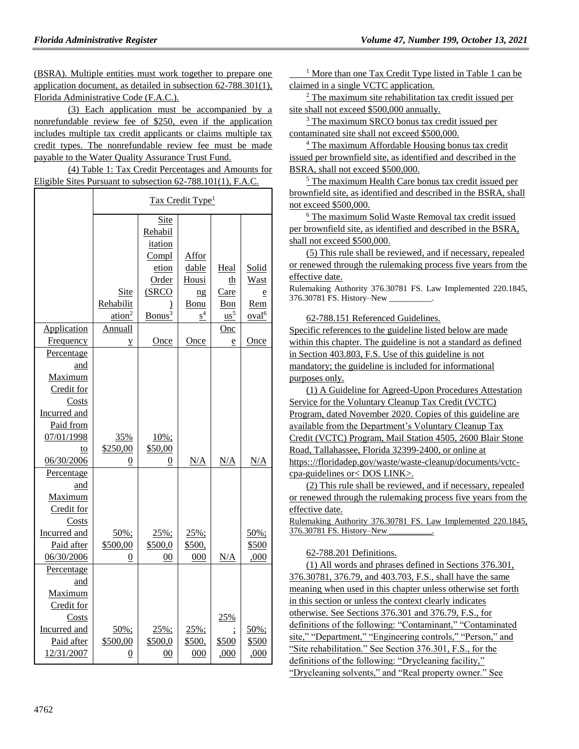(BSRA). Multiple entities must work together to prepare one application document, as detailed in subsection 62-788.301(1), Florida Administrative Code (F.A.C.).

(3) Each application must be accompanied by a nonrefundable review fee of $250, even if the application includes multiple tax credit applicants or claims multiple tax credit types. The nonrefundable review fee must be made payable to the Water Quality Assurance Trust Fund.

(4) Table 1: Tax Credit Percentages and Amounts for Eligible Sites Pursuant to subsection 62-788.101(1), F.A.C.

| | Tax Credit Type[1] | | | | |
|---|---|---|---|---|---|
| | Site Rehabilitation[2] | Site Rehabilitation Completion Order (SRCO) Bonus[3] | Affordable Housing Bonus[4] | Health Care Bonus[5] | Solid Waste Removal[6] |
| Application Frequency | Annually | Once | Once | Once | Once |
| Percentage and Maximum Credit for Costs Incurred and Paid from 07/01/1998 to 06/30/2006 | 35% $250,000 | 10%; $50,000 | N/A | N/A | N/A |
| Percentage and Maximum Credit for Costs Incurred and Paid after 06/30/2006 | 50%; $500,000 | 25%; $500,000 | 25%; $500,000 | N/A | 50%; $500,000 |
| Percentage and Maximum Credit for Costs Incurred and Paid after 12/31/2007 | 50%; $500,000 | 25%; $500,000 | 25%; $500,000 | 25%; $500,000 | 50%; $500,000 |

[1] More than one Tax Credit Type listed in Table 1 can be claimed in a single VCTC application.

[2] The maximum site rehabilitation tax credit issued per site shall not exceed $500,000 annually.

[3] The maximum SRCO bonus tax credit issued per contaminated site shall not exceed $500,000.

[4] The maximum Affordable Housing bonus tax credit issued per brownfield site, as identified and described in the BSRA, shall not exceed $500,000.

[5] The maximum Health Care bonus tax credit issued per brownfield site, as identified and described in the BSRA, shall not exceed $500,000.

[6] The maximum Solid Waste Removal tax credit issued per brownfield site, as identified and described in the BSRA, shall not exceed $500,000.

(5) This rule shall be reviewed, and if necessary, repealed or renewed through the rulemaking process five years from the effective date.

Rulemaking Authority 376.30781 FS. Law Implemented 220.1845, 376.30781 FS. History–New \_\_\_\_\_\_\_\_\_\_.

62-788.151 Referenced Guidelines.

Specific references to the guideline listed below are made within this chapter. The guideline is not a standard as defined in Section 403.803, F.S. Use of this guideline is not mandatory; the guideline is included for informational purposes only.

(1) A Guideline for Agreed-Upon Procedures Attestation Service for the Voluntary Cleanup Tax Credit (VCTC) Program, dated November 2020. Copies of this guideline are available from the Department's Voluntary Cleanup Tax Credit (VCTC) Program, Mail Station 4505, 2600 Blair Stone Road, Tallahassee, Florida 32399-2400, or online at https://floridadep.gov/waste/waste-cleanup/documents/vctc-cpa-guidelines or< DOS LINK>.

(2) This rule shall be reviewed, and if necessary, repealed or renewed through the rulemaking process five years from the effective date.

Rulemaking Authority 376.30781 FS. Law Implemented 220.1845, 376.30781 FS. History–New \_\_\_\_\_\_\_\_\_\_.

62-788.201 Definitions.

(1) All words and phrases defined in Sections 376.301, 376.30781, 376.79, and 403.703, F.S., shall have the same meaning when used in this chapter unless otherwise set forth in this section or unless the context clearly indicates otherwise. See Sections 376.301 and 376.79, F.S., for definitions of the following: "Contaminant," "Contaminated site," "Department," "Engineering controls," "Person," and "Site rehabilitation." See Section 376.301, F.S., for the definitions of the following: "Drycleaning facility," "Drycleaning solvents," and "Real property owner." See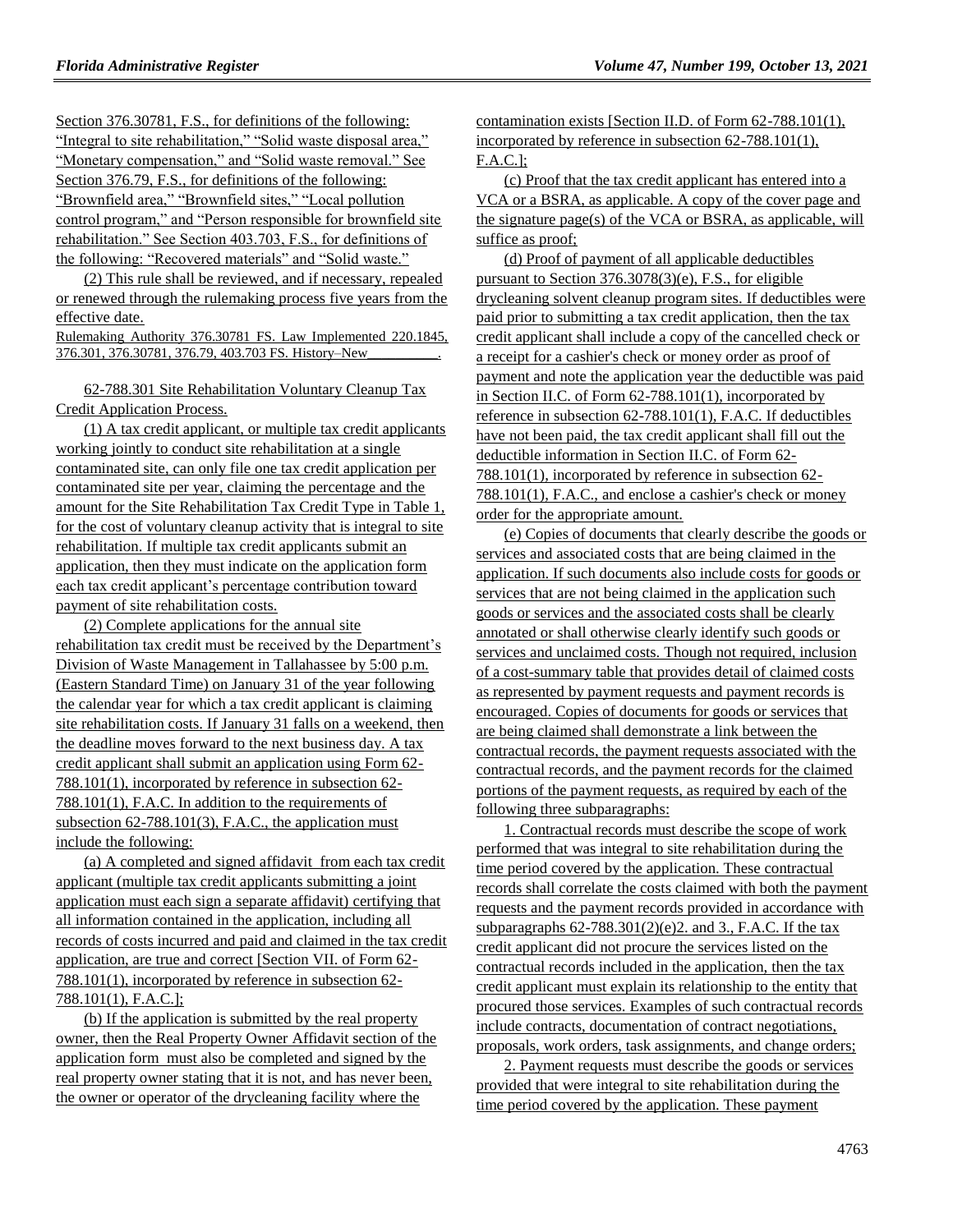Section 376.30781, F.S., for definitions of the following: "Integral to site rehabilitation," "Solid waste disposal area," "Monetary compensation," and "Solid waste removal." See Section 376.79, F.S., for definitions of the following: "Brownfield area," "Brownfield sites," "Local pollution control program," and "Person responsible for brownfield site rehabilitation." See Section 403.703, F.S., for definitions of the following: "Recovered materials" and "Solid waste."

(2) This rule shall be reviewed, and if necessary, repealed or renewed through the rulemaking process five years from the effective date.

Rulemaking Authority 376.30781 FS. Law Implemented 220.1845, 376.301, 376.30781, 376.79, 403.703 FS. History–New__________.

62-788.301 Site Rehabilitation Voluntary Cleanup Tax Credit Application Process.

(1) A tax credit applicant, or multiple tax credit applicants working jointly to conduct site rehabilitation at a single contaminated site, can only file one tax credit application per contaminated site per year, claiming the percentage and the amount for the Site Rehabilitation Tax Credit Type in Table 1, for the cost of voluntary cleanup activity that is integral to site rehabilitation. If multiple tax credit applicants submit an application, then they must indicate on the application form each tax credit applicant's percentage contribution toward payment of site rehabilitation costs.

(2) Complete applications for the annual site rehabilitation tax credit must be received by the Department's Division of Waste Management in Tallahassee by 5:00 p.m. (Eastern Standard Time) on January 31 of the year following the calendar year for which a tax credit applicant is claiming site rehabilitation costs. If January 31 falls on a weekend, then the deadline moves forward to the next business day. A tax credit applicant shall submit an application using Form 62-788.101(1), incorporated by reference in subsection 62-788.101(1), F.A.C. In addition to the requirements of subsection 62-788.101(3), F.A.C., the application must include the following:

(a) A completed and signed affidavit from each tax credit applicant (multiple tax credit applicants submitting a joint application must each sign a separate affidavit) certifying that all information contained in the application, including all records of costs incurred and paid and claimed in the tax credit application, are true and correct [Section VII. of Form 62-788.101(1), incorporated by reference in subsection 62-788.101(1), F.A.C.];

(b) If the application is submitted by the real property owner, then the Real Property Owner Affidavit section of the application form must also be completed and signed by the real property owner stating that it is not, and has never been, the owner or operator of the drycleaning facility where the contamination exists [Section II.D. of Form 62-788.101(1), incorporated by reference in subsection 62-788.101(1), F.A.C.];

(c) Proof that the tax credit applicant has entered into a VCA or a BSRA, as applicable. A copy of the cover page and the signature page(s) of the VCA or BSRA, as applicable, will suffice as proof;

(d) Proof of payment of all applicable deductibles pursuant to Section 376.3078(3)(e), F.S., for eligible drycleaning solvent cleanup program sites. If deductibles were paid prior to submitting a tax credit application, then the tax credit applicant shall include a copy of the cancelled check or a receipt for a cashier's check or money order as proof of payment and note the application year the deductible was paid in Section II.C. of Form 62-788.101(1), incorporated by reference in subsection 62-788.101(1), F.A.C. If deductibles have not been paid, the tax credit applicant shall fill out the deductible information in Section II.C. of Form 62-788.101(1), incorporated by reference in subsection 62-788.101(1), F.A.C., and enclose a cashier's check or money order for the appropriate amount.

(e) Copies of documents that clearly describe the goods or services and associated costs that are being claimed in the application. If such documents also include costs for goods or services that are not being claimed in the application such goods or services and the associated costs shall be clearly annotated or shall otherwise clearly identify such goods or services and unclaimed costs. Though not required, inclusion of a cost-summary table that provides detail of claimed costs as represented by payment requests and payment records is encouraged. Copies of documents for goods or services that are being claimed shall demonstrate a link between the contractual records, the payment requests associated with the contractual records, and the payment records for the claimed portions of the payment requests, as required by each of the following three subparagraphs:

1. Contractual records must describe the scope of work performed that was integral to site rehabilitation during the time period covered by the application. These contractual records shall correlate the costs claimed with both the payment requests and the payment records provided in accordance with subparagraphs 62-788.301(2)(e)2. and 3., F.A.C. If the tax credit applicant did not procure the services listed on the contractual records included in the application, then the tax credit applicant must explain its relationship to the entity that procured those services. Examples of such contractual records include contracts, documentation of contract negotiations, proposals, work orders, task assignments, and change orders;

2. Payment requests must describe the goods or services provided that were integral to site rehabilitation during the time period covered by the application. These payment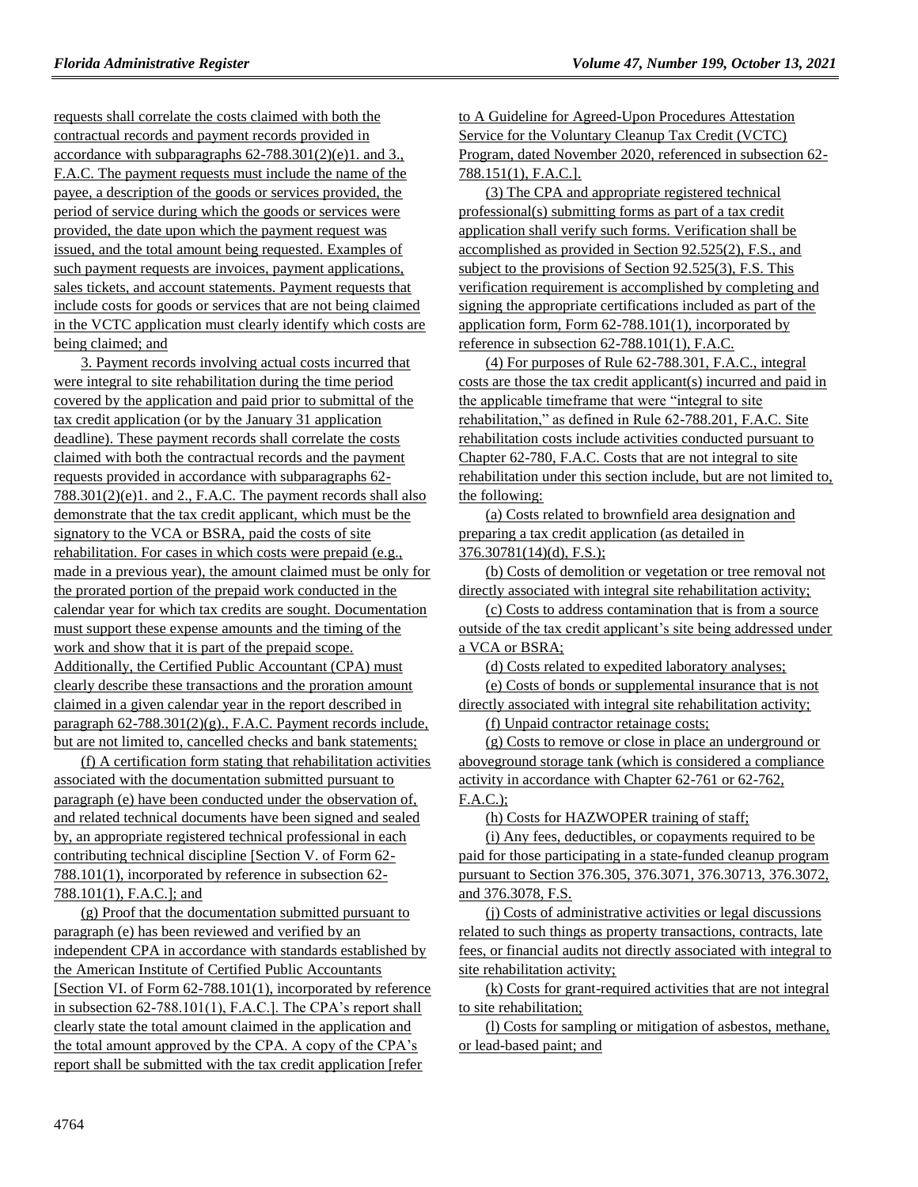requests shall correlate the costs claimed with both the contractual records and payment records provided in accordance with subparagraphs 62-788.301(2)(e)1. and 3., F.A.C. The payment requests must include the name of the payee, a description of the goods or services provided, the period of service during which the goods or services were provided, the date upon which the payment request was issued, and the total amount being requested. Examples of such payment requests are invoices, payment applications, sales tickets, and account statements. Payment requests that include costs for goods or services that are not being claimed in the VCTC application must clearly identify which costs are being claimed; and

3. Payment records involving actual costs incurred that were integral to site rehabilitation during the time period covered by the application and paid prior to submittal of the tax credit application (or by the January 31 application deadline). These payment records shall correlate the costs claimed with both the contractual records and the payment requests provided in accordance with subparagraphs 62-788.301(2)(e)1. and 2., F.A.C. The payment records shall also demonstrate that the tax credit applicant, which must be the signatory to the VCA or BSRA, paid the costs of site rehabilitation. For cases in which costs were prepaid (e.g., made in a previous year), the amount claimed must be only for the prorated portion of the prepaid work conducted in the calendar year for which tax credits are sought. Documentation must support these expense amounts and the timing of the work and show that it is part of the prepaid scope. Additionally, the Certified Public Accountant (CPA) must clearly describe these transactions and the proration amount claimed in a given calendar year in the report described in paragraph 62-788.301(2)(g)., F.A.C. Payment records include, but are not limited to, cancelled checks and bank statements;

(f) A certification form stating that rehabilitation activities associated with the documentation submitted pursuant to paragraph (e) have been conducted under the observation of, and related technical documents have been signed and sealed by, an appropriate registered technical professional in each contributing technical discipline [Section V. of Form 62-788.101(1), incorporated by reference in subsection 62-788.101(1), F.A.C.]; and

(g) Proof that the documentation submitted pursuant to paragraph (e) has been reviewed and verified by an independent CPA in accordance with standards established by the American Institute of Certified Public Accountants [Section VI. of Form 62-788.101(1), incorporated by reference in subsection 62-788.101(1), F.A.C.]. The CPA's report shall clearly state the total amount claimed in the application and the total amount approved by the CPA. A copy of the CPA's report shall be submitted with the tax credit application [refer to A Guideline for Agreed-Upon Procedures Attestation Service for the Voluntary Cleanup Tax Credit (VCTC) Program, dated November 2020, referenced in subsection 62-788.151(1), F.A.C.].

(3) The CPA and appropriate registered technical professional(s) submitting forms as part of a tax credit application shall verify such forms. Verification shall be accomplished as provided in Section 92.525(2), F.S., and subject to the provisions of Section 92.525(3), F.S. This verification requirement is accomplished by completing and signing the appropriate certifications included as part of the application form, Form 62-788.101(1), incorporated by reference in subsection 62-788.101(1), F.A.C.

(4) For purposes of Rule 62-788.301, F.A.C., integral costs are those the tax credit applicant(s) incurred and paid in the applicable timeframe that were "integral to site rehabilitation," as defined in Rule 62-788.201, F.A.C. Site rehabilitation costs include activities conducted pursuant to Chapter 62-780, F.A.C. Costs that are not integral to site rehabilitation under this section include, but are not limited to, the following:

(a) Costs related to brownfield area designation and preparing a tax credit application (as detailed in 376.30781(14)(d), F.S.);

(b) Costs of demolition or vegetation or tree removal not directly associated with integral site rehabilitation activity;

(c) Costs to address contamination that is from a source outside of the tax credit applicant's site being addressed under a VCA or BSRA;

(d) Costs related to expedited laboratory analyses;

(e) Costs of bonds or supplemental insurance that is not directly associated with integral site rehabilitation activity;

(f) Unpaid contractor retainage costs;

(g) Costs to remove or close in place an underground or aboveground storage tank (which is considered a compliance activity in accordance with Chapter 62-761 or 62-762, F.A.C.);

(h) Costs for HAZWOPER training of staff;

(i) Any fees, deductibles, or copayments required to be paid for those participating in a state-funded cleanup program pursuant to Section 376.305, 376.3071, 376.30713, 376.3072, and 376.3078, F.S.

(j) Costs of administrative activities or legal discussions related to such things as property transactions, contracts, late fees, or financial audits not directly associated with integral to site rehabilitation activity;

(k) Costs for grant-required activities that are not integral to site rehabilitation;

(l) Costs for sampling or mitigation of asbestos, methane, or lead-based paint; and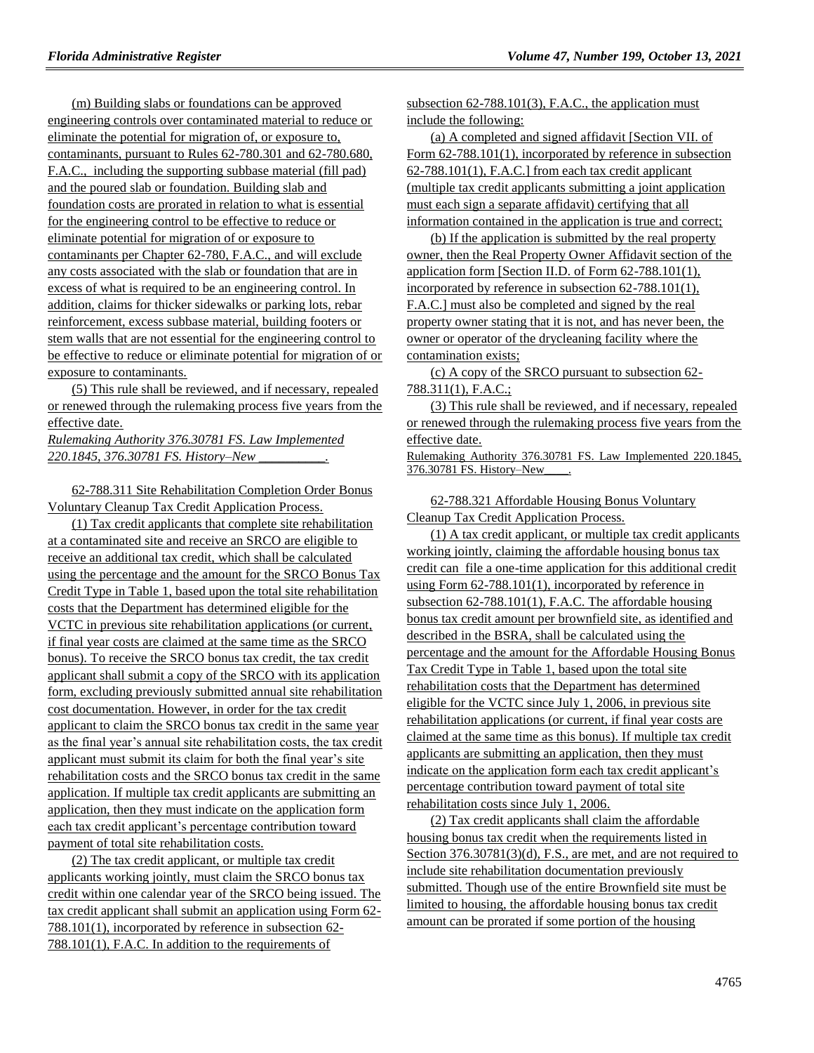(m) Building slabs or foundations can be approved engineering controls over contaminated material to reduce or eliminate the potential for migration of, or exposure to, contaminants, pursuant to Rules 62-780.301 and 62-780.680, F.A.C., including the supporting subbase material (fill pad) and the poured slab or foundation. Building slab and foundation costs are prorated in relation to what is essential for the engineering control to be effective to reduce or eliminate potential for migration of or exposure to contaminants per Chapter 62-780, F.A.C., and will exclude any costs associated with the slab or foundation that are in excess of what is required to be an engineering control. In addition, claims for thicker sidewalks or parking lots, rebar reinforcement, excess subbase material, building footers or stem walls that are not essential for the engineering control to be effective to reduce or eliminate potential for migration of or exposure to contaminants.

(5) This rule shall be reviewed, and if necessary, repealed or renewed through the rulemaking process five years from the effective date.

*Rulemaking Authority 376.30781 FS. Law Implemented 220.1845, 376.30781 FS. History–New ___________.*

62-788.311 Site Rehabilitation Completion Order Bonus Voluntary Cleanup Tax Credit Application Process.

(1) Tax credit applicants that complete site rehabilitation at a contaminated site and receive an SRCO are eligible to receive an additional tax credit, which shall be calculated using the percentage and the amount for the SRCO Bonus Tax Credit Type in Table 1, based upon the total site rehabilitation costs that the Department has determined eligible for the VCTC in previous site rehabilitation applications (or current, if final year costs are claimed at the same time as the SRCO bonus). To receive the SRCO bonus tax credit, the tax credit applicant shall submit a copy of the SRCO with its application form, excluding previously submitted annual site rehabilitation cost documentation. However, in order for the tax credit applicant to claim the SRCO bonus tax credit in the same year as the final year's annual site rehabilitation costs, the tax credit applicant must submit its claim for both the final year's site rehabilitation costs and the SRCO bonus tax credit in the same application. If multiple tax credit applicants are submitting an application, then they must indicate on the application form each tax credit applicant's percentage contribution toward payment of total site rehabilitation costs.

(2) The tax credit applicant, or multiple tax credit applicants working jointly, must claim the SRCO bonus tax credit within one calendar year of the SRCO being issued. The tax credit applicant shall submit an application using Form 62-788.101(1), incorporated by reference in subsection 62-788.101(1), F.A.C. In addition to the requirements of subsection 62-788.101(3), F.A.C., the application must include the following:

(a) A completed and signed affidavit [Section VII. of Form 62-788.101(1), incorporated by reference in subsection 62-788.101(1), F.A.C.] from each tax credit applicant (multiple tax credit applicants submitting a joint application must each sign a separate affidavit) certifying that all information contained in the application is true and correct;

(b) If the application is submitted by the real property owner, then the Real Property Owner Affidavit section of the application form [Section II.D. of Form 62-788.101(1), incorporated by reference in subsection 62-788.101(1), F.A.C.] must also be completed and signed by the real property owner stating that it is not, and has never been, the owner or operator of the drycleaning facility where the contamination exists;

(c) A copy of the SRCO pursuant to subsection 62-788.311(1), F.A.C.;

(3) This rule shall be reviewed, and if necessary, repealed or renewed through the rulemaking process five years from the effective date.

Rulemaking Authority 376.30781 FS. Law Implemented 220.1845, 376.30781 FS. History–New____.

62-788.321 Affordable Housing Bonus Voluntary Cleanup Tax Credit Application Process.

(1) A tax credit applicant, or multiple tax credit applicants working jointly, claiming the affordable housing bonus tax credit can file a one-time application for this additional credit using Form 62-788.101(1), incorporated by reference in subsection 62-788.101(1), F.A.C. The affordable housing bonus tax credit amount per brownfield site, as identified and described in the BSRA, shall be calculated using the percentage and the amount for the Affordable Housing Bonus Tax Credit Type in Table 1, based upon the total site rehabilitation costs that the Department has determined eligible for the VCTC since July 1, 2006, in previous site rehabilitation applications (or current, if final year costs are claimed at the same time as this bonus). If multiple tax credit applicants are submitting an application, then they must indicate on the application form each tax credit applicant's percentage contribution toward payment of total site rehabilitation costs since July 1, 2006.

(2) Tax credit applicants shall claim the affordable housing bonus tax credit when the requirements listed in Section 376.30781(3)(d), F.S., are met, and are not required to include site rehabilitation documentation previously submitted. Though use of the entire Brownfield site must be limited to housing, the affordable housing bonus tax credit amount can be prorated if some portion of the housing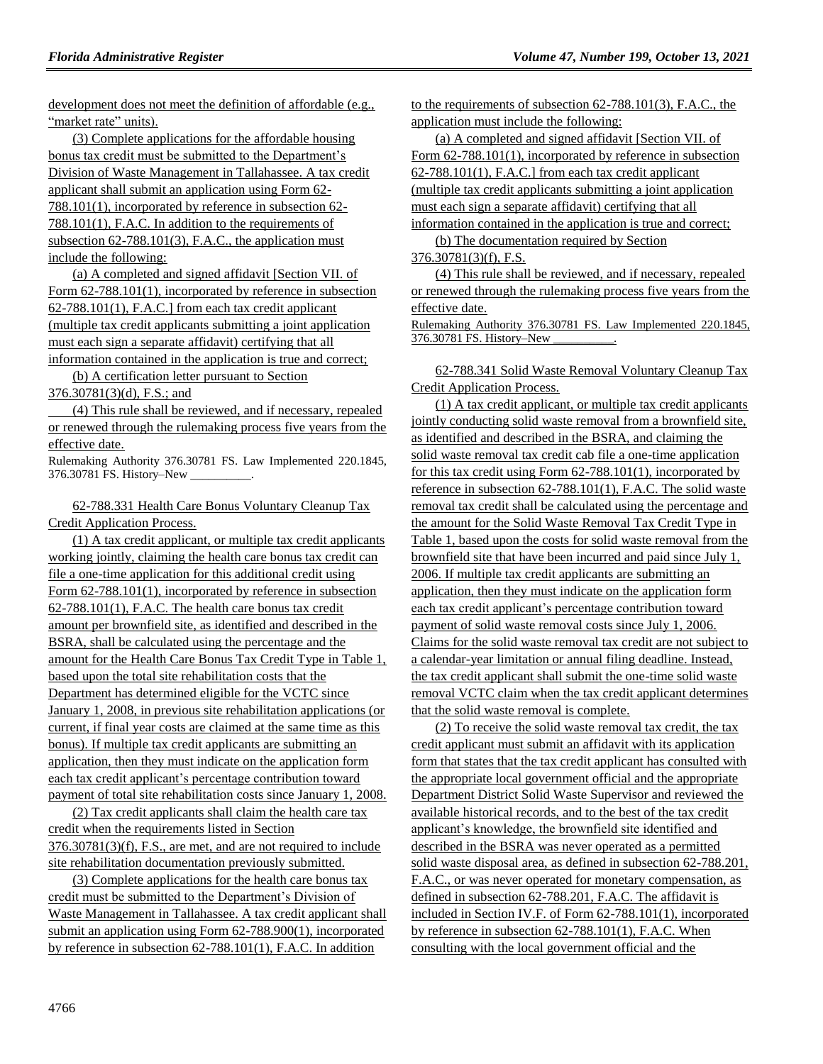development does not meet the definition of affordable (e.g., "market rate" units).

(3) Complete applications for the affordable housing bonus tax credit must be submitted to the Department's Division of Waste Management in Tallahassee. A tax credit applicant shall submit an application using Form 62-788.101(1), incorporated by reference in subsection 62-788.101(1), F.A.C. In addition to the requirements of subsection 62-788.101(3), F.A.C., the application must include the following:

(a) A completed and signed affidavit [Section VII. of Form 62-788.101(1), incorporated by reference in subsection 62-788.101(1), F.A.C.] from each tax credit applicant (multiple tax credit applicants submitting a joint application must each sign a separate affidavit) certifying that all information contained in the application is true and correct;

(b) A certification letter pursuant to Section 376.30781(3)(d), F.S.; and

(4) This rule shall be reviewed, and if necessary, repealed or renewed through the rulemaking process five years from the effective date.

Rulemaking Authority 376.30781 FS. Law Implemented 220.1845, 376.30781 FS. History–New __________.

62-788.331 Health Care Bonus Voluntary Cleanup Tax Credit Application Process.

(1) A tax credit applicant, or multiple tax credit applicants working jointly, claiming the health care bonus tax credit can file a one-time application for this additional credit using Form 62-788.101(1), incorporated by reference in subsection 62-788.101(1), F.A.C. The health care bonus tax credit amount per brownfield site, as identified and described in the BSRA, shall be calculated using the percentage and the amount for the Health Care Bonus Tax Credit Type in Table 1, based upon the total site rehabilitation costs that the Department has determined eligible for the VCTC since January 1, 2008, in previous site rehabilitation applications (or current, if final year costs are claimed at the same time as this bonus). If multiple tax credit applicants are submitting an application, then they must indicate on the application form each tax credit applicant's percentage contribution toward payment of total site rehabilitation costs since January 1, 2008.

(2) Tax credit applicants shall claim the health care tax credit when the requirements listed in Section 376.30781(3)(f), F.S., are met, and are not required to include site rehabilitation documentation previously submitted.

(3) Complete applications for the health care bonus tax credit must be submitted to the Department's Division of Waste Management in Tallahassee. A tax credit applicant shall submit an application using Form 62-788.900(1), incorporated by reference in subsection 62-788.101(1), F.A.C. In addition to the requirements of subsection 62-788.101(3), F.A.C., the application must include the following:

(a) A completed and signed affidavit [Section VII. of Form 62-788.101(1), incorporated by reference in subsection 62-788.101(1), F.A.C.] from each tax credit applicant (multiple tax credit applicants submitting a joint application must each sign a separate affidavit) certifying that all information contained in the application is true and correct;

(b) The documentation required by Section 376.30781(3)(f), F.S.

(4) This rule shall be reviewed, and if necessary, repealed or renewed through the rulemaking process five years from the effective date.

Rulemaking Authority 376.30781 FS. Law Implemented 220.1845, 376.30781 FS. History–New __________.

62-788.341 Solid Waste Removal Voluntary Cleanup Tax Credit Application Process.

(1) A tax credit applicant, or multiple tax credit applicants jointly conducting solid waste removal from a brownfield site, as identified and described in the BSRA, and claiming the solid waste removal tax credit cab file a one-time application for this tax credit using Form 62-788.101(1), incorporated by reference in subsection 62-788.101(1), F.A.C. The solid waste removal tax credit shall be calculated using the percentage and the amount for the Solid Waste Removal Tax Credit Type in Table 1, based upon the costs for solid waste removal from the brownfield site that have been incurred and paid since July 1, 2006. If multiple tax credit applicants are submitting an application, then they must indicate on the application form each tax credit applicant's percentage contribution toward payment of solid waste removal costs since July 1, 2006. Claims for the solid waste removal tax credit are not subject to a calendar-year limitation or annual filing deadline. Instead, the tax credit applicant shall submit the one-time solid waste removal VCTC claim when the tax credit applicant determines that the solid waste removal is complete.

(2) To receive the solid waste removal tax credit, the tax credit applicant must submit an affidavit with its application form that states that the tax credit applicant has consulted with the appropriate local government official and the appropriate Department District Solid Waste Supervisor and reviewed the available historical records, and to the best of the tax credit applicant's knowledge, the brownfield site identified and described in the BSRA was never operated as a permitted solid waste disposal area, as defined in subsection 62-788.201, F.A.C., or was never operated for monetary compensation, as defined in subsection 62-788.201, F.A.C. The affidavit is included in Section IV.F. of Form 62-788.101(1), incorporated by reference in subsection 62-788.101(1), F.A.C. When consulting with the local government official and the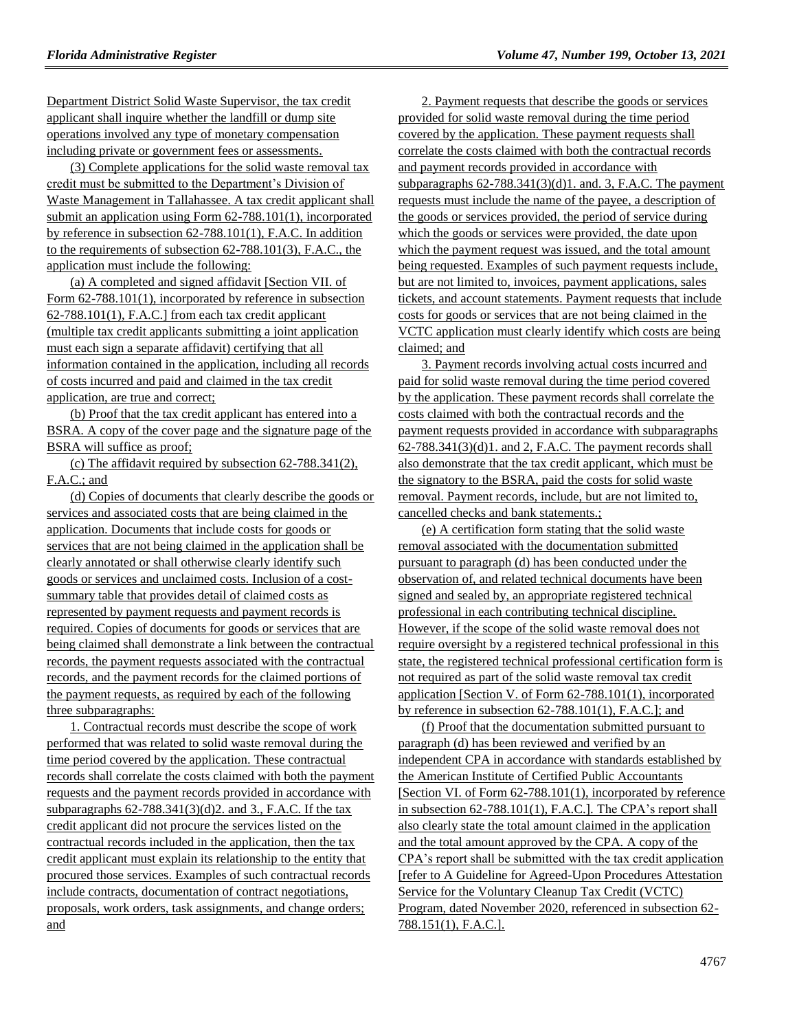Department District Solid Waste Supervisor, the tax credit applicant shall inquire whether the landfill or dump site operations involved any type of monetary compensation including private or government fees or assessments.

(3) Complete applications for the solid waste removal tax credit must be submitted to the Department's Division of Waste Management in Tallahassee. A tax credit applicant shall submit an application using Form 62-788.101(1), incorporated by reference in subsection 62-788.101(1), F.A.C. In addition to the requirements of subsection 62-788.101(3), F.A.C., the application must include the following:

(a) A completed and signed affidavit [Section VII. of Form 62-788.101(1), incorporated by reference in subsection 62-788.101(1), F.A.C.] from each tax credit applicant (multiple tax credit applicants submitting a joint application must each sign a separate affidavit) certifying that all information contained in the application, including all records of costs incurred and paid and claimed in the tax credit application, are true and correct;

(b) Proof that the tax credit applicant has entered into a BSRA. A copy of the cover page and the signature page of the BSRA will suffice as proof;

(c) The affidavit required by subsection 62-788.341(2), F.A.C.; and

(d) Copies of documents that clearly describe the goods or services and associated costs that are being claimed in the application. Documents that include costs for goods or services that are not being claimed in the application shall be clearly annotated or shall otherwise clearly identify such goods or services and unclaimed costs. Inclusion of a cost-summary table that provides detail of claimed costs as represented by payment requests and payment records is required. Copies of documents for goods or services that are being claimed shall demonstrate a link between the contractual records, the payment requests associated with the contractual records, and the payment records for the claimed portions of the payment requests, as required by each of the following three subparagraphs:

1. Contractual records must describe the scope of work performed that was related to solid waste removal during the time period covered by the application. These contractual records shall correlate the costs claimed with both the payment requests and the payment records provided in accordance with subparagraphs 62-788.341(3)(d)2. and 3., F.A.C. If the tax credit applicant did not procure the services listed on the contractual records included in the application, then the tax credit applicant must explain its relationship to the entity that procured those services. Examples of such contractual records include contracts, documentation of contract negotiations, proposals, work orders, task assignments, and change orders; and

2. Payment requests that describe the goods or services provided for solid waste removal during the time period covered by the application. These payment requests shall correlate the costs claimed with both the contractual records and payment records provided in accordance with subparagraphs 62-788.341(3)(d)1. and. 3, F.A.C. The payment requests must include the name of the payee, a description of the goods or services provided, the period of service during which the goods or services were provided, the date upon which the payment request was issued, and the total amount being requested. Examples of such payment requests include, but are not limited to, invoices, payment applications, sales tickets, and account statements. Payment requests that include costs for goods or services that are not being claimed in the VCTC application must clearly identify which costs are being claimed; and

3. Payment records involving actual costs incurred and paid for solid waste removal during the time period covered by the application. These payment records shall correlate the costs claimed with both the contractual records and the payment requests provided in accordance with subparagraphs 62-788.341(3)(d)1. and 2, F.A.C. The payment records shall also demonstrate that the tax credit applicant, which must be the signatory to the BSRA, paid the costs for solid waste removal. Payment records, include, but are not limited to, cancelled checks and bank statements.;

(e) A certification form stating that the solid waste removal associated with the documentation submitted pursuant to paragraph (d) has been conducted under the observation of, and related technical documents have been signed and sealed by, an appropriate registered technical professional in each contributing technical discipline. However, if the scope of the solid waste removal does not require oversight by a registered technical professional in this state, the registered technical professional certification form is not required as part of the solid waste removal tax credit application [Section V. of Form 62-788.101(1), incorporated by reference in subsection 62-788.101(1), F.A.C.]; and

(f) Proof that the documentation submitted pursuant to paragraph (d) has been reviewed and verified by an independent CPA in accordance with standards established by the American Institute of Certified Public Accountants [Section VI. of Form 62-788.101(1), incorporated by reference in subsection 62-788.101(1), F.A.C.]. The CPA's report shall also clearly state the total amount claimed in the application and the total amount approved by the CPA. A copy of the CPA's report shall be submitted with the tax credit application [refer to A Guideline for Agreed-Upon Procedures Attestation Service for the Voluntary Cleanup Tax Credit (VCTC) Program, dated November 2020, referenced in subsection 62-788.151(1), F.A.C.].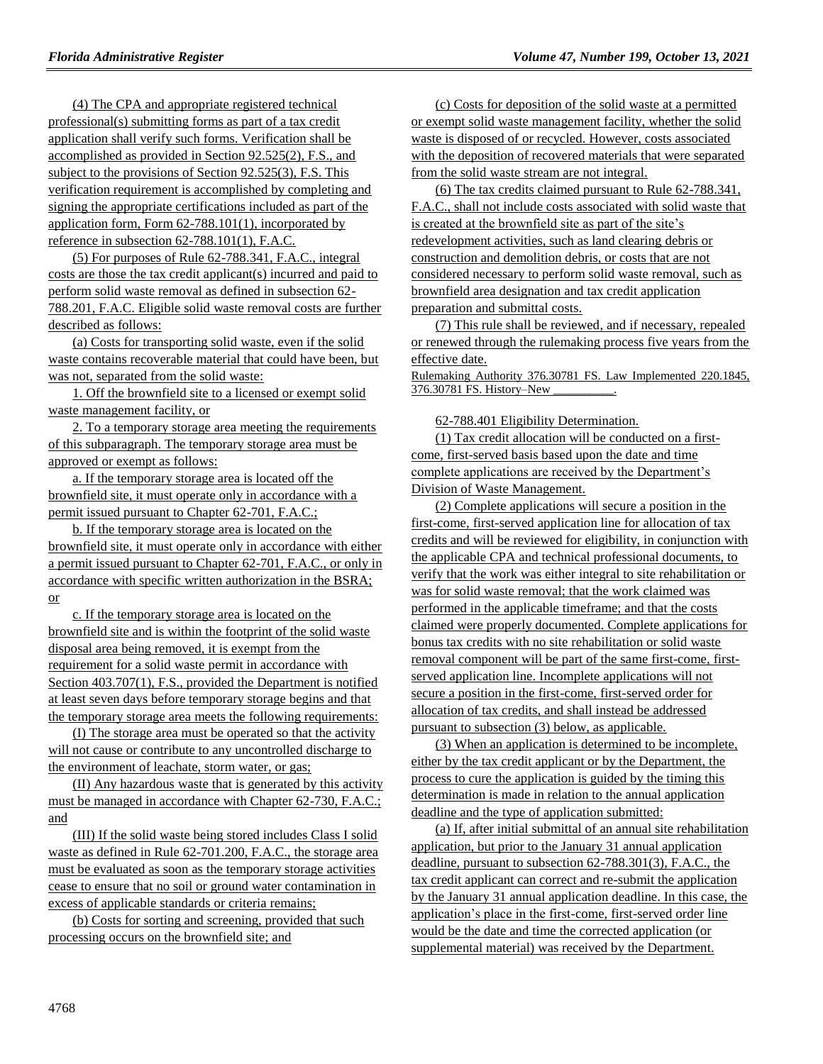(4) The CPA and appropriate registered technical professional(s) submitting forms as part of a tax credit application shall verify such forms. Verification shall be accomplished as provided in Section 92.525(2), F.S., and subject to the provisions of Section 92.525(3), F.S. This verification requirement is accomplished by completing and signing the appropriate certifications included as part of the application form, Form 62-788.101(1), incorporated by reference in subsection 62-788.101(1), F.A.C.

(5) For purposes of Rule 62-788.341, F.A.C., integral costs are those the tax credit applicant(s) incurred and paid to perform solid waste removal as defined in subsection 62-788.201, F.A.C. Eligible solid waste removal costs are further described as follows:

(a) Costs for transporting solid waste, even if the solid waste contains recoverable material that could have been, but was not, separated from the solid waste:

1. Off the brownfield site to a licensed or exempt solid waste management facility, or

2. To a temporary storage area meeting the requirements of this subparagraph. The temporary storage area must be approved or exempt as follows:

a. If the temporary storage area is located off the brownfield site, it must operate only in accordance with a permit issued pursuant to Chapter 62-701, F.A.C.;

b. If the temporary storage area is located on the brownfield site, it must operate only in accordance with either a permit issued pursuant to Chapter 62-701, F.A.C., or only in accordance with specific written authorization in the BSRA; or

c. If the temporary storage area is located on the brownfield site and is within the footprint of the solid waste disposal area being removed, it is exempt from the requirement for a solid waste permit in accordance with Section 403.707(1), F.S., provided the Department is notified at least seven days before temporary storage begins and that the temporary storage area meets the following requirements:

(I) The storage area must be operated so that the activity will not cause or contribute to any uncontrolled discharge to the environment of leachate, storm water, or gas;

(II) Any hazardous waste that is generated by this activity must be managed in accordance with Chapter 62-730, F.A.C.; and

(III) If the solid waste being stored includes Class I solid waste as defined in Rule 62-701.200, F.A.C., the storage area must be evaluated as soon as the temporary storage activities cease to ensure that no soil or ground water contamination in excess of applicable standards or criteria remains;

(b) Costs for sorting and screening, provided that such processing occurs on the brownfield site; and

(c) Costs for deposition of the solid waste at a permitted or exempt solid waste management facility, whether the solid waste is disposed of or recycled. However, costs associated with the deposition of recovered materials that were separated from the solid waste stream are not integral.

(6) The tax credits claimed pursuant to Rule 62-788.341, F.A.C., shall not include costs associated with solid waste that is created at the brownfield site as part of the site's redevelopment activities, such as land clearing debris or construction and demolition debris, or costs that are not considered necessary to perform solid waste removal, such as brownfield area designation and tax credit application preparation and submittal costs.

(7) This rule shall be reviewed, and if necessary, repealed or renewed through the rulemaking process five years from the effective date.

Rulemaking Authority 376.30781 FS. Law Implemented 220.1845, 376.30781 FS. History–New \_\_\_\_\_\_\_\_\_\_.

62-788.401 Eligibility Determination.

(1) Tax credit allocation will be conducted on a first-come, first-served basis based upon the date and time complete applications are received by the Department's Division of Waste Management.

(2) Complete applications will secure a position in the first-come, first-served application line for allocation of tax credits and will be reviewed for eligibility, in conjunction with the applicable CPA and technical professional documents, to verify that the work was either integral to site rehabilitation or was for solid waste removal; that the work claimed was performed in the applicable timeframe; and that the costs claimed were properly documented. Complete applications for bonus tax credits with no site rehabilitation or solid waste removal component will be part of the same first-come, first-served application line. Incomplete applications will not secure a position in the first-come, first-served order for allocation of tax credits, and shall instead be addressed pursuant to subsection (3) below, as applicable.

(3) When an application is determined to be incomplete, either by the tax credit applicant or by the Department, the process to cure the application is guided by the timing this determination is made in relation to the annual application deadline and the type of application submitted:

(a) If, after initial submittal of an annual site rehabilitation application, but prior to the January 31 annual application deadline, pursuant to subsection 62-788.301(3), F.A.C., the tax credit applicant can correct and re-submit the application by the January 31 annual application deadline. In this case, the application's place in the first-come, first-served order line would be the date and time the corrected application (or supplemental material) was received by the Department.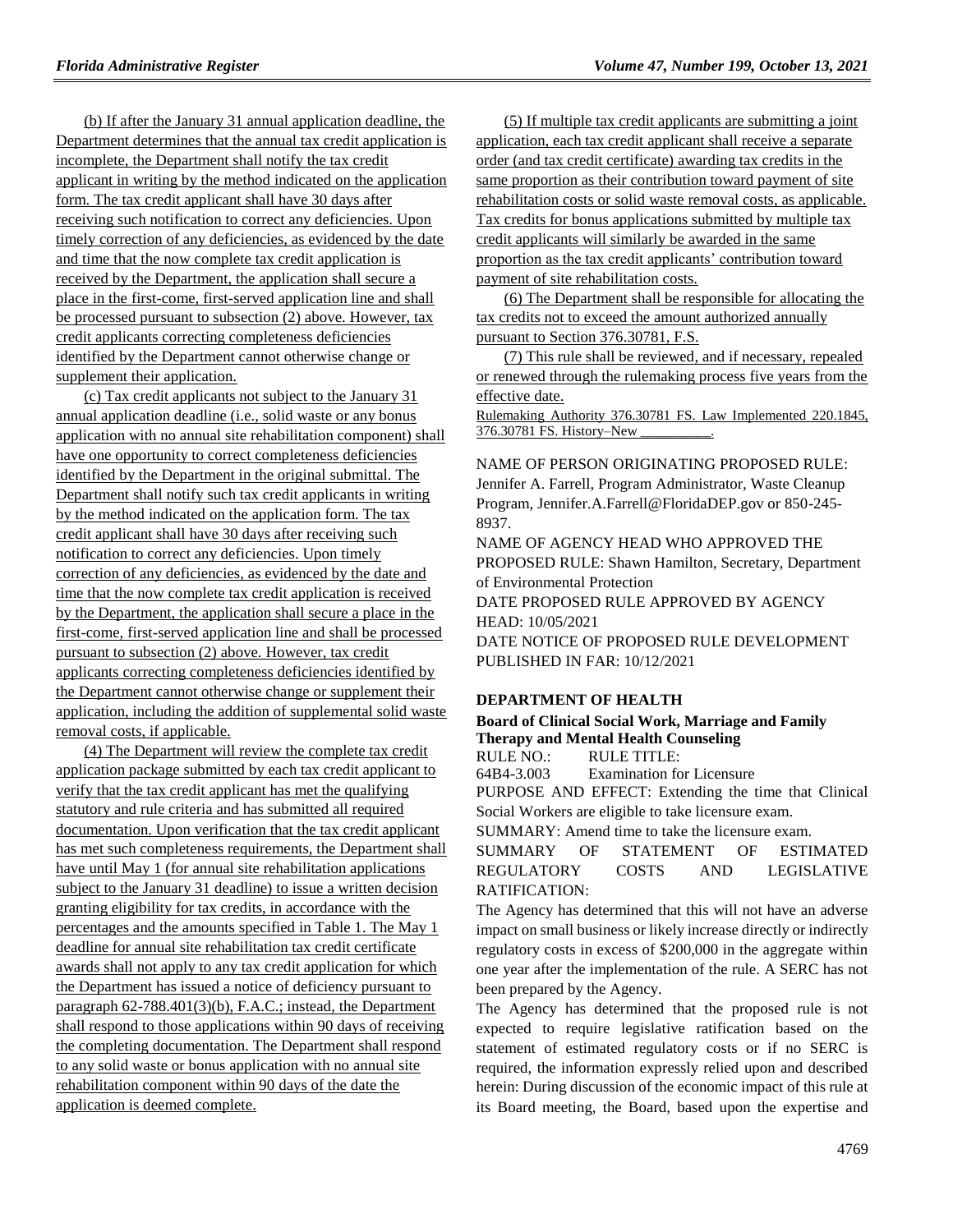(b) If after the January 31 annual application deadline, the Department determines that the annual tax credit application is incomplete, the Department shall notify the tax credit applicant in writing by the method indicated on the application form. The tax credit applicant shall have 30 days after receiving such notification to correct any deficiencies. Upon timely correction of any deficiencies, as evidenced by the date and time that the now complete tax credit application is received by the Department, the application shall secure a place in the first-come, first-served application line and shall be processed pursuant to subsection (2) above. However, tax credit applicants correcting completeness deficiencies identified by the Department cannot otherwise change or supplement their application.

(c) Tax credit applicants not subject to the January 31 annual application deadline (i.e., solid waste or any bonus application with no annual site rehabilitation component) shall have one opportunity to correct completeness deficiencies identified by the Department in the original submittal. The Department shall notify such tax credit applicants in writing by the method indicated on the application form. The tax credit applicant shall have 30 days after receiving such notification to correct any deficiencies. Upon timely correction of any deficiencies, as evidenced by the date and time that the now complete tax credit application is received by the Department, the application shall secure a place in the first-come, first-served application line and shall be processed pursuant to subsection (2) above. However, tax credit applicants correcting completeness deficiencies identified by the Department cannot otherwise change or supplement their application, including the addition of supplemental solid waste removal costs, if applicable.

(4) The Department will review the complete tax credit application package submitted by each tax credit applicant to verify that the tax credit applicant has met the qualifying statutory and rule criteria and has submitted all required documentation. Upon verification that the tax credit applicant has met such completeness requirements, the Department shall have until May 1 (for annual site rehabilitation applications subject to the January 31 deadline) to issue a written decision granting eligibility for tax credits, in accordance with the percentages and the amounts specified in Table 1. The May 1 deadline for annual site rehabilitation tax credit certificate awards shall not apply to any tax credit application for which the Department has issued a notice of deficiency pursuant to paragraph 62-788.401(3)(b), F.A.C.; instead, the Department shall respond to those applications within 90 days of receiving the completing documentation. The Department shall respond to any solid waste or bonus application with no annual site rehabilitation component within 90 days of the date the application is deemed complete.

(5) If multiple tax credit applicants are submitting a joint application, each tax credit applicant shall receive a separate order (and tax credit certificate) awarding tax credits in the same proportion as their contribution toward payment of site rehabilitation costs or solid waste removal costs, as applicable. Tax credits for bonus applications submitted by multiple tax credit applicants will similarly be awarded in the same proportion as the tax credit applicants' contribution toward payment of site rehabilitation costs.

(6) The Department shall be responsible for allocating the tax credits not to exceed the amount authorized annually pursuant to Section 376.30781, F.S.

(7) This rule shall be reviewed, and if necessary, repealed or renewed through the rulemaking process five years from the effective date.

Rulemaking Authority 376.30781 FS. Law Implemented 220.1845, 376.30781 FS. History–New \_\_\_\_\_\_\_\_\_\_.

NAME OF PERSON ORIGINATING PROPOSED RULE: Jennifer A. Farrell, Program Administrator, Waste Cleanup Program, Jennifer.A.Farrell@FloridaDEP.gov or 850-245-8937.

NAME OF AGENCY HEAD WHO APPROVED THE PROPOSED RULE: Shawn Hamilton, Secretary, Department of Environmental Protection

DATE PROPOSED RULE APPROVED BY AGENCY HEAD: 10/05/2021

DATE NOTICE OF PROPOSED RULE DEVELOPMENT PUBLISHED IN FAR: 10/12/2021

## DEPARTMENT OF HEALTH

### Board of Clinical Social Work, Marriage and Family Therapy and Mental Health Counseling

RULE NO.: RULE TITLE:

64B4-3.003 Examination for Licensure

PURPOSE AND EFFECT: Extending the time that Clinical Social Workers are eligible to take licensure exam.

SUMMARY: Amend time to take the licensure exam.

SUMMARY OF STATEMENT OF ESTIMATED REGULATORY COSTS AND LEGISLATIVE RATIFICATION:

The Agency has determined that this will not have an adverse impact on small business or likely increase directly or indirectly regulatory costs in excess of $200,000 in the aggregate within one year after the implementation of the rule. A SERC has not been prepared by the Agency.

The Agency has determined that the proposed rule is not expected to require legislative ratification based on the statement of estimated regulatory costs or if no SERC is required, the information expressly relied upon and described herein: During discussion of the economic impact of this rule at its Board meeting, the Board, based upon the expertise and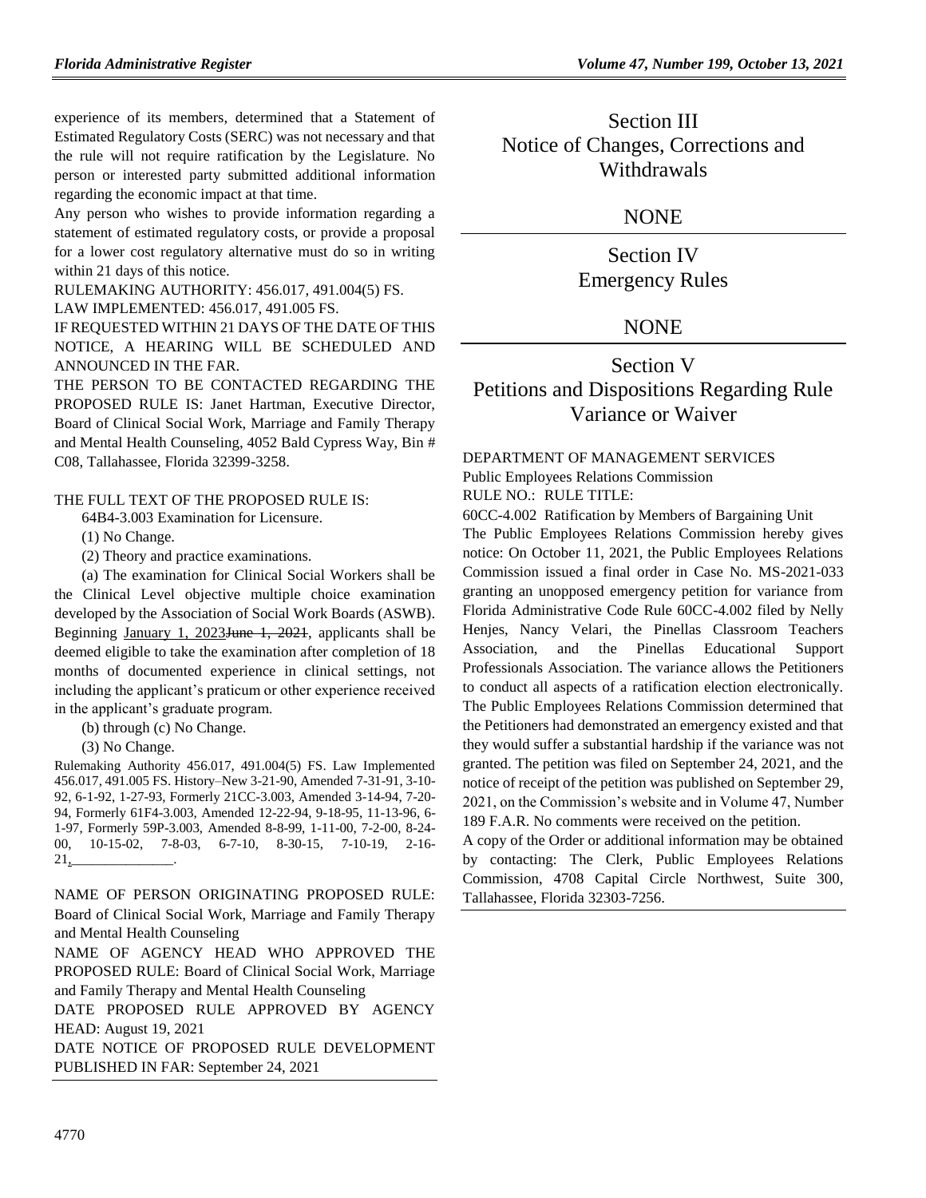experience of its members, determined that a Statement of Estimated Regulatory Costs (SERC) was not necessary and that the rule will not require ratification by the Legislature. No person or interested party submitted additional information regarding the economic impact at that time.

Any person who wishes to provide information regarding a statement of estimated regulatory costs, or provide a proposal for a lower cost regulatory alternative must do so in writing within 21 days of this notice.

RULEMAKING AUTHORITY: 456.017, 491.004(5) FS.

LAW IMPLEMENTED: 456.017, 491.005 FS.

IF REQUESTED WITHIN 21 DAYS OF THE DATE OF THIS NOTICE, A HEARING WILL BE SCHEDULED AND ANNOUNCED IN THE FAR.

THE PERSON TO BE CONTACTED REGARDING THE PROPOSED RULE IS: Janet Hartman, Executive Director, Board of Clinical Social Work, Marriage and Family Therapy and Mental Health Counseling, 4052 Bald Cypress Way, Bin # C08, Tallahassee, Florida 32399-3258.

THE FULL TEXT OF THE PROPOSED RULE IS:

64B4-3.003 Examination for Licensure.

(1) No Change.

(2) Theory and practice examinations.

(a) The examination for Clinical Social Workers shall be the Clinical Level objective multiple choice examination developed by the Association of Social Work Boards (ASWB). Beginning <u>January 1, 2023</u>~~June 1, 2021~~, applicants shall be deemed eligible to take the examination after completion of 18 months of documented experience in clinical settings, not including the applicant's praticum or other experience received in the applicant's graduate program.

(b) through (c) No Change.

(3) No Change.

Rulemaking Authority 456.017, 491.004(5) FS. Law Implemented 456.017, 491.005 FS. History–New 3-21-90, Amended 7-31-91, 3-10-92, 6-1-92, 1-27-93, Formerly 21CC-3.003, Amended 3-14-94, 7-20-94, Formerly 61F4-3.003, Amended 12-22-94, 9-18-95, 11-13-96, 6-1-97, Formerly 59P-3.003, Amended 8-8-99, 1-11-00, 7-2-00, 8-24-00, 10-15-02, 7-8-03, 6-7-10, 8-30-15, 7-10-19, 2-16-21<u>, ____________</u>.

NAME OF PERSON ORIGINATING PROPOSED RULE: Board of Clinical Social Work, Marriage and Family Therapy and Mental Health Counseling

NAME OF AGENCY HEAD WHO APPROVED THE PROPOSED RULE: Board of Clinical Social Work, Marriage and Family Therapy and Mental Health Counseling

DATE PROPOSED RULE APPROVED BY AGENCY HEAD: August 19, 2021

DATE NOTICE OF PROPOSED RULE DEVELOPMENT PUBLISHED IN FAR: September 24, 2021

## Section III
## Notice of Changes, Corrections and Withdrawals

NONE

## Section IV
## Emergency Rules

NONE

## Section V
## Petitions and Dispositions Regarding Rule Variance or Waiver

DEPARTMENT OF MANAGEMENT SERVICES

Public Employees Relations Commission

RULE NO.: RULE TITLE:

60CC-4.002 Ratification by Members of Bargaining Unit

The Public Employees Relations Commission hereby gives notice: On October 11, 2021, the Public Employees Relations Commission issued a final order in Case No. MS-2021-033 granting an unopposed emergency petition for variance from Florida Administrative Code Rule 60CC-4.002 filed by Nelly Henjes, Nancy Velari, the Pinellas Classroom Teachers Association, and the Pinellas Educational Support Professionals Association. The variance allows the Petitioners to conduct all aspects of a ratification election electronically. The Public Employees Relations Commission determined that the Petitioners had demonstrated an emergency existed and that they would suffer a substantial hardship if the variance was not granted. The petition was filed on September 24, 2021, and the notice of receipt of the petition was published on September 29, 2021, on the Commission's website and in Volume 47, Number 189 F.A.R. No comments were received on the petition.

A copy of the Order or additional information may be obtained by contacting: The Clerk, Public Employees Relations Commission, 4708 Capital Circle Northwest, Suite 300, Tallahassee, Florida 32303-7256.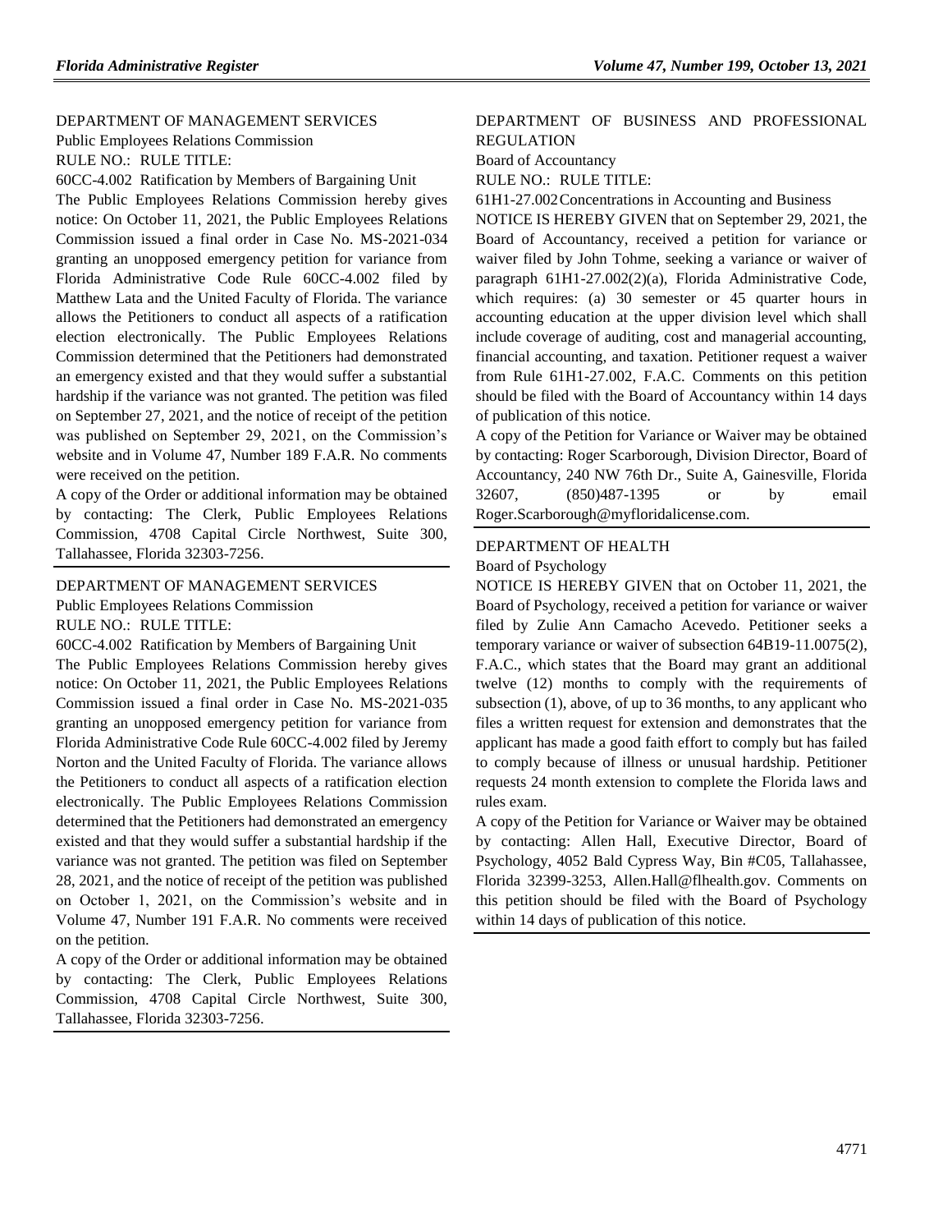DEPARTMENT OF MANAGEMENT SERVICES

Public Employees Relations Commission

RULE NO.: RULE TITLE:

60CC-4.002 Ratification by Members of Bargaining Unit

The Public Employees Relations Commission hereby gives notice: On October 11, 2021, the Public Employees Relations Commission issued a final order in Case No. MS-2021-034 granting an unopposed emergency petition for variance from Florida Administrative Code Rule 60CC-4.002 filed by Matthew Lata and the United Faculty of Florida. The variance allows the Petitioners to conduct all aspects of a ratification election electronically. The Public Employees Relations Commission determined that the Petitioners had demonstrated an emergency existed and that they would suffer a substantial hardship if the variance was not granted. The petition was filed on September 27, 2021, and the notice of receipt of the petition was published on September 29, 2021, on the Commission's website and in Volume 47, Number 189 F.A.R. No comments were received on the petition.

A copy of the Order or additional information may be obtained by contacting: The Clerk, Public Employees Relations Commission, 4708 Capital Circle Northwest, Suite 300, Tallahassee, Florida 32303-7256.

DEPARTMENT OF MANAGEMENT SERVICES

Public Employees Relations Commission

RULE NO.: RULE TITLE:

60CC-4.002 Ratification by Members of Bargaining Unit

The Public Employees Relations Commission hereby gives notice: On October 11, 2021, the Public Employees Relations Commission issued a final order in Case No. MS-2021-035 granting an unopposed emergency petition for variance from Florida Administrative Code Rule 60CC-4.002 filed by Jeremy Norton and the United Faculty of Florida. The variance allows the Petitioners to conduct all aspects of a ratification election electronically. The Public Employees Relations Commission determined that the Petitioners had demonstrated an emergency existed and that they would suffer a substantial hardship if the variance was not granted. The petition was filed on September 28, 2021, and the notice of receipt of the petition was published on October 1, 2021, on the Commission's website and in Volume 47, Number 191 F.A.R. No comments were received on the petition.

A copy of the Order or additional information may be obtained by contacting: The Clerk, Public Employees Relations Commission, 4708 Capital Circle Northwest, Suite 300, Tallahassee, Florida 32303-7256.

DEPARTMENT OF BUSINESS AND PROFESSIONAL REGULATION

Board of Accountancy

RULE NO.: RULE TITLE:

61H1-27.002 Concentrations in Accounting and Business

NOTICE IS HEREBY GIVEN that on September 29, 2021, the Board of Accountancy, received a petition for variance or waiver filed by John Tohme, seeking a variance or waiver of paragraph 61H1-27.002(2)(a), Florida Administrative Code, which requires: (a) 30 semester or 45 quarter hours in accounting education at the upper division level which shall include coverage of auditing, cost and managerial accounting, financial accounting, and taxation. Petitioner request a waiver from Rule 61H1-27.002, F.A.C. Comments on this petition should be filed with the Board of Accountancy within 14 days of publication of this notice.

A copy of the Petition for Variance or Waiver may be obtained by contacting: Roger Scarborough, Division Director, Board of Accountancy, 240 NW 76th Dr., Suite A, Gainesville, Florida 32607, (850)487-1395 or by email Roger.Scarborough@myfloridalicense.com.

DEPARTMENT OF HEALTH

Board of Psychology

NOTICE IS HEREBY GIVEN that on October 11, 2021, the Board of Psychology, received a petition for variance or waiver filed by Zulie Ann Camacho Acevedo. Petitioner seeks a temporary variance or waiver of subsection 64B19-11.0075(2), F.A.C., which states that the Board may grant an additional twelve (12) months to comply with the requirements of subsection (1), above, of up to 36 months, to any applicant who files a written request for extension and demonstrates that the applicant has made a good faith effort to comply but has failed to comply because of illness or unusual hardship. Petitioner requests 24 month extension to complete the Florida laws and rules exam.

A copy of the Petition for Variance or Waiver may be obtained by contacting: Allen Hall, Executive Director, Board of Psychology, 4052 Bald Cypress Way, Bin #C05, Tallahassee, Florida 32399-3253, Allen.Hall@flhealth.gov. Comments on this petition should be filed with the Board of Psychology within 14 days of publication of this notice.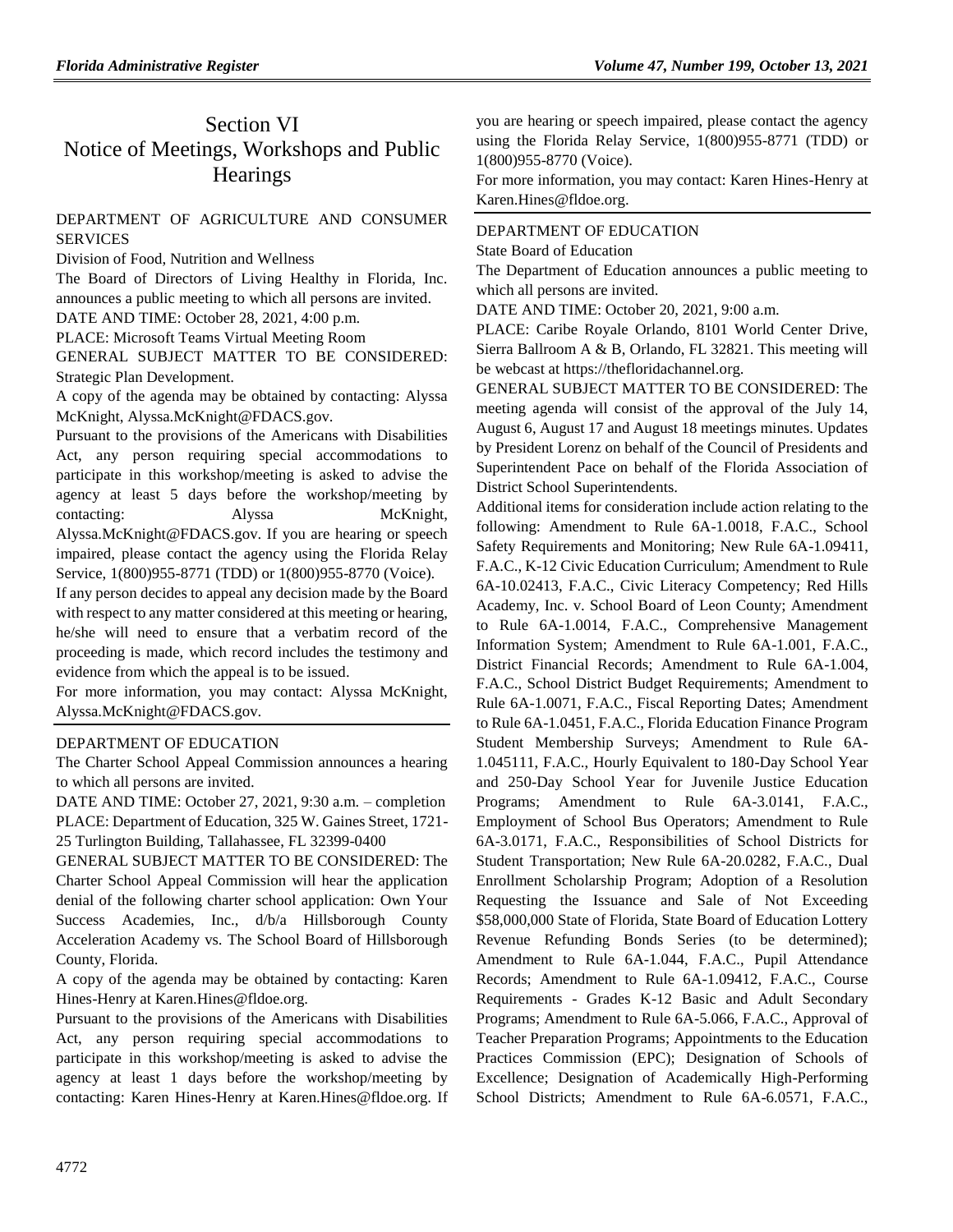# Section VI
# Notice of Meetings, Workshops and Public Hearings

DEPARTMENT OF AGRICULTURE AND CONSUMER SERVICES

Division of Food, Nutrition and Wellness

The Board of Directors of Living Healthy in Florida, Inc. announces a public meeting to which all persons are invited.

DATE AND TIME: October 28, 2021, 4:00 p.m.

PLACE: Microsoft Teams Virtual Meeting Room

GENERAL SUBJECT MATTER TO BE CONSIDERED: Strategic Plan Development.

A copy of the agenda may be obtained by contacting: Alyssa McKnight, Alyssa.McKnight@FDACS.gov.

Pursuant to the provisions of the Americans with Disabilities Act, any person requiring special accommodations to participate in this workshop/meeting is asked to advise the agency at least 5 days before the workshop/meeting by contacting: Alyssa McKnight, Alyssa.McKnight@FDACS.gov. If you are hearing or speech impaired, please contact the agency using the Florida Relay Service, 1(800)955-8771 (TDD) or 1(800)955-8770 (Voice).

If any person decides to appeal any decision made by the Board with respect to any matter considered at this meeting or hearing, he/she will need to ensure that a verbatim record of the proceeding is made, which record includes the testimony and evidence from which the appeal is to be issued.

For more information, you may contact: Alyssa McKnight, Alyssa.McKnight@FDACS.gov.

---

DEPARTMENT OF EDUCATION

The Charter School Appeal Commission announces a hearing to which all persons are invited.

DATE AND TIME: October 27, 2021, 9:30 a.m. – completion

PLACE: Department of Education, 325 W. Gaines Street, 1721-25 Turlington Building, Tallahassee, FL 32399-0400

GENERAL SUBJECT MATTER TO BE CONSIDERED: The Charter School Appeal Commission will hear the application denial of the following charter school application: Own Your Success Academies, Inc., d/b/a Hillsborough County Acceleration Academy vs. The School Board of Hillsborough County, Florida.

A copy of the agenda may be obtained by contacting: Karen Hines-Henry at Karen.Hines@fldoe.org.

Pursuant to the provisions of the Americans with Disabilities Act, any person requiring special accommodations to participate in this workshop/meeting is asked to advise the agency at least 1 days before the workshop/meeting by contacting: Karen Hines-Henry at Karen.Hines@fldoe.org. If you are hearing or speech impaired, please contact the agency using the Florida Relay Service, 1(800)955-8771 (TDD) or 1(800)955-8770 (Voice).

For more information, you may contact: Karen Hines-Henry at Karen.Hines@fldoe.org.

---

DEPARTMENT OF EDUCATION

State Board of Education

The Department of Education announces a public meeting to which all persons are invited.

DATE AND TIME: October 20, 2021, 9:00 a.m.

PLACE: Caribe Royale Orlando, 8101 World Center Drive, Sierra Ballroom A & B, Orlando, FL 32821. This meeting will be webcast at https://thefloridachannel.org.

GENERAL SUBJECT MATTER TO BE CONSIDERED: The meeting agenda will consist of the approval of the July 14, August 6, August 17 and August 18 meetings minutes. Updates by President Lorenz on behalf of the Council of Presidents and Superintendent Pace on behalf of the Florida Association of District School Superintendents.

Additional items for consideration include action relating to the following: Amendment to Rule 6A-1.0018, F.A.C., School Safety Requirements and Monitoring; New Rule 6A-1.09411, F.A.C., K-12 Civic Education Curriculum; Amendment to Rule 6A-10.02413, F.A.C., Civic Literacy Competency; Red Hills Academy, Inc. v. School Board of Leon County; Amendment to Rule 6A-1.0014, F.A.C., Comprehensive Management Information System; Amendment to Rule 6A-1.001, F.A.C., District Financial Records; Amendment to Rule 6A-1.004, F.A.C., School District Budget Requirements; Amendment to Rule 6A-1.0071, F.A.C., Fiscal Reporting Dates; Amendment to Rule 6A-1.0451, F.A.C., Florida Education Finance Program Student Membership Surveys; Amendment to Rule 6A-1.045111, F.A.C., Hourly Equivalent to 180-Day School Year and 250-Day School Year for Juvenile Justice Education Programs; Amendment to Rule 6A-3.0141, F.A.C., Employment of School Bus Operators; Amendment to Rule 6A-3.0171, F.A.C., Responsibilities of School Districts for Student Transportation; New Rule 6A-20.0282, F.A.C., Dual Enrollment Scholarship Program; Adoption of a Resolution Requesting the Issuance and Sale of Not Exceeding $58,000,000 State of Florida, State Board of Education Lottery Revenue Refunding Bonds Series (to be determined); Amendment to Rule 6A-1.044, F.A.C., Pupil Attendance Records; Amendment to Rule 6A-1.09412, F.A.C., Course Requirements - Grades K-12 Basic and Adult Secondary Programs; Amendment to Rule 6A-5.066, F.A.C., Approval of Teacher Preparation Programs; Appointments to the Education Practices Commission (EPC); Designation of Schools of Excellence; Designation of Academically High-Performing School Districts; Amendment to Rule 6A-6.0571, F.A.C.,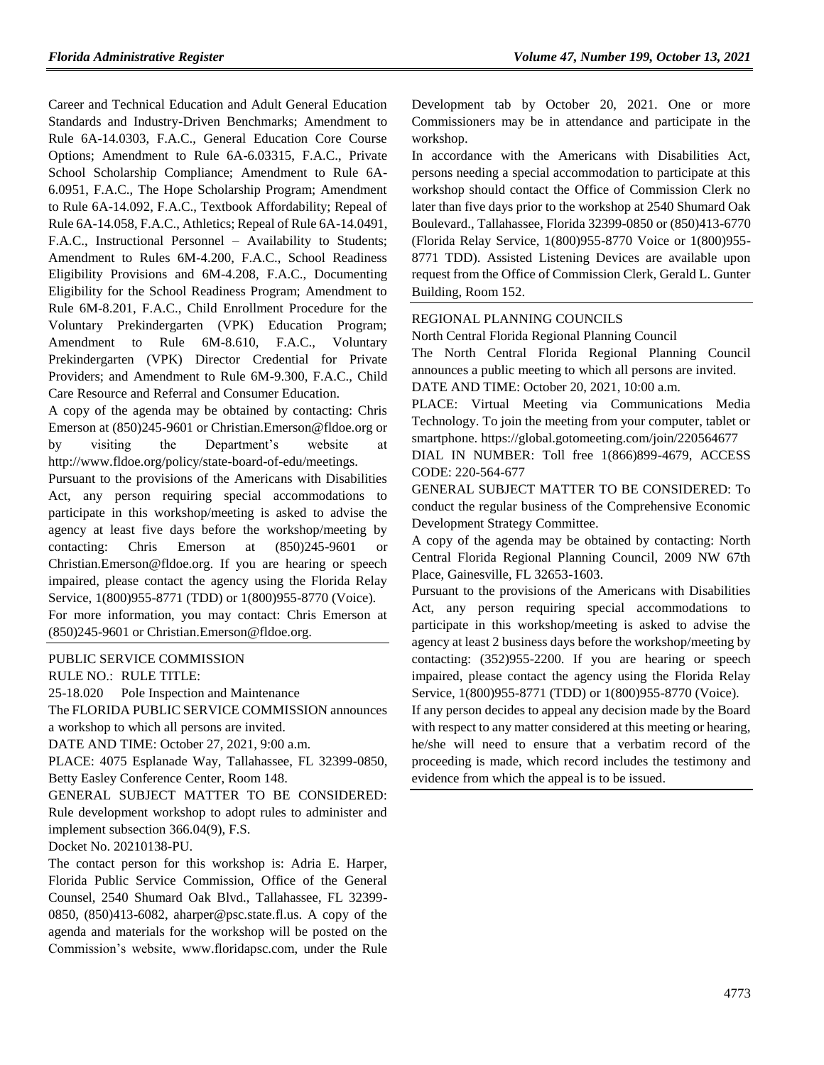Career and Technical Education and Adult General Education Standards and Industry-Driven Benchmarks; Amendment to Rule 6A-14.0303, F.A.C., General Education Core Course Options; Amendment to Rule 6A-6.03315, F.A.C., Private School Scholarship Compliance; Amendment to Rule 6A-6.0951, F.A.C., The Hope Scholarship Program; Amendment to Rule 6A-14.092, F.A.C., Textbook Affordability; Repeal of Rule 6A-14.058, F.A.C., Athletics; Repeal of Rule 6A-14.0491, F.A.C., Instructional Personnel – Availability to Students; Amendment to Rules 6M-4.200, F.A.C., School Readiness Eligibility Provisions and 6M-4.208, F.A.C., Documenting Eligibility for the School Readiness Program; Amendment to Rule 6M-8.201, F.A.C., Child Enrollment Procedure for the Voluntary Prekindergarten (VPK) Education Program; Amendment to Rule 6M-8.610, F.A.C., Voluntary Prekindergarten (VPK) Director Credential for Private Providers; and Amendment to Rule 6M-9.300, F.A.C., Child Care Resource and Referral and Consumer Education.

A copy of the agenda may be obtained by contacting: Chris Emerson at (850)245-9601 or Christian.Emerson@fldoe.org or by visiting the Department's website at http://www.fldoe.org/policy/state-board-of-edu/meetings.

Pursuant to the provisions of the Americans with Disabilities Act, any person requiring special accommodations to participate in this workshop/meeting is asked to advise the agency at least five days before the workshop/meeting by contacting: Chris Emerson at (850)245-9601 or Christian.Emerson@fldoe.org. If you are hearing or speech impaired, please contact the agency using the Florida Relay Service, 1(800)955-8771 (TDD) or 1(800)955-8770 (Voice).

For more information, you may contact: Chris Emerson at (850)245-9601 or Christian.Emerson@fldoe.org.

PUBLIC SERVICE COMMISSION

RULE NO.: RULE TITLE:

25-18.020 Pole Inspection and Maintenance

The FLORIDA PUBLIC SERVICE COMMISSION announces a workshop to which all persons are invited.

DATE AND TIME: October 27, 2021, 9:00 a.m.

PLACE: 4075 Esplanade Way, Tallahassee, FL 32399-0850, Betty Easley Conference Center, Room 148.

GENERAL SUBJECT MATTER TO BE CONSIDERED: Rule development workshop to adopt rules to administer and implement subsection 366.04(9), F.S.

Docket No. 20210138-PU.

The contact person for this workshop is: Adria E. Harper, Florida Public Service Commission, Office of the General Counsel, 2540 Shumard Oak Blvd., Tallahassee, FL 32399-0850, (850)413-6082, aharper@psc.state.fl.us. A copy of the agenda and materials for the workshop will be posted on the Commission's website, www.floridapsc.com, under the Rule Development tab by October 20, 2021. One or more Commissioners may be in attendance and participate in the workshop.

In accordance with the Americans with Disabilities Act, persons needing a special accommodation to participate at this workshop should contact the Office of Commission Clerk no later than five days prior to the workshop at 2540 Shumard Oak Boulevard., Tallahassee, Florida 32399-0850 or (850)413-6770 (Florida Relay Service, 1(800)955-8770 Voice or 1(800)955-8771 TDD). Assisted Listening Devices are available upon request from the Office of Commission Clerk, Gerald L. Gunter Building, Room 152.

REGIONAL PLANNING COUNCILS

North Central Florida Regional Planning Council

The North Central Florida Regional Planning Council announces a public meeting to which all persons are invited.

DATE AND TIME: October 20, 2021, 10:00 a.m.

PLACE: Virtual Meeting via Communications Media Technology. To join the meeting from your computer, tablet or smartphone. https://global.gotomeeting.com/join/220564677

DIAL IN NUMBER: Toll free 1(866)899-4679, ACCESS CODE: 220-564-677

GENERAL SUBJECT MATTER TO BE CONSIDERED: To conduct the regular business of the Comprehensive Economic Development Strategy Committee.

A copy of the agenda may be obtained by contacting: North Central Florida Regional Planning Council, 2009 NW 67th Place, Gainesville, FL 32653-1603.

Pursuant to the provisions of the Americans with Disabilities Act, any person requiring special accommodations to participate in this workshop/meeting is asked to advise the agency at least 2 business days before the workshop/meeting by contacting: (352)955-2200. If you are hearing or speech impaired, please contact the agency using the Florida Relay Service, 1(800)955-8771 (TDD) or 1(800)955-8770 (Voice).

If any person decides to appeal any decision made by the Board with respect to any matter considered at this meeting or hearing, he/she will need to ensure that a verbatim record of the proceeding is made, which record includes the testimony and evidence from which the appeal is to be issued.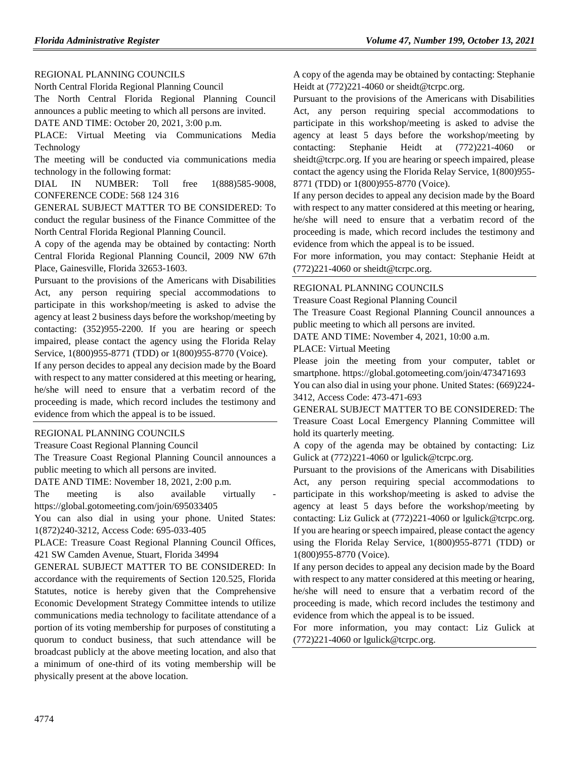REGIONAL PLANNING COUNCILS

North Central Florida Regional Planning Council

The North Central Florida Regional Planning Council announces a public meeting to which all persons are invited.

DATE AND TIME: October 20, 2021, 3:00 p.m.

PLACE: Virtual Meeting via Communications Media Technology

The meeting will be conducted via communications media technology in the following format:

DIAL IN NUMBER: Toll free 1(888)585-9008, CONFERENCE CODE: 568 124 316

GENERAL SUBJECT MATTER TO BE CONSIDERED: To conduct the regular business of the Finance Committee of the North Central Florida Regional Planning Council.

A copy of the agenda may be obtained by contacting: North Central Florida Regional Planning Council, 2009 NW 67th Place, Gainesville, Florida 32653-1603.

Pursuant to the provisions of the Americans with Disabilities Act, any person requiring special accommodations to participate in this workshop/meeting is asked to advise the agency at least 2 business days before the workshop/meeting by contacting: (352)955-2200. If you are hearing or speech impaired, please contact the agency using the Florida Relay Service, 1(800)955-8771 (TDD) or 1(800)955-8770 (Voice).

If any person decides to appeal any decision made by the Board with respect to any matter considered at this meeting or hearing, he/she will need to ensure that a verbatim record of the proceeding is made, which record includes the testimony and evidence from which the appeal is to be issued.

---

REGIONAL PLANNING COUNCILS

Treasure Coast Regional Planning Council

The Treasure Coast Regional Planning Council announces a public meeting to which all persons are invited.

DATE AND TIME: November 18, 2021, 2:00 p.m.

The meeting is also available virtually - https://global.gotomeeting.com/join/695033405

You can also dial in using your phone. United States: 1(872)240-3212, Access Code: 695-033-405

PLACE: Treasure Coast Regional Planning Council Offices, 421 SW Camden Avenue, Stuart, Florida 34994

GENERAL SUBJECT MATTER TO BE CONSIDERED: In accordance with the requirements of Section 120.525, Florida Statutes, notice is hereby given that the Comprehensive Economic Development Strategy Committee intends to utilize communications media technology to facilitate attendance of a portion of its voting membership for purposes of constituting a quorum to conduct business, that such attendance will be broadcast publicly at the above meeting location, and also that a minimum of one-third of its voting membership will be physically present at the above location.

A copy of the agenda may be obtained by contacting: Stephanie Heidt at (772)221-4060 or sheidt@tcrpc.org.

Pursuant to the provisions of the Americans with Disabilities Act, any person requiring special accommodations to participate in this workshop/meeting is asked to advise the agency at least 5 days before the workshop/meeting by contacting: Stephanie Heidt at (772)221-4060 or sheidt@tcrpc.org. If you are hearing or speech impaired, please contact the agency using the Florida Relay Service, 1(800)955-8771 (TDD) or 1(800)955-8770 (Voice).

If any person decides to appeal any decision made by the Board with respect to any matter considered at this meeting or hearing, he/she will need to ensure that a verbatim record of the proceeding is made, which record includes the testimony and evidence from which the appeal is to be issued.

For more information, you may contact: Stephanie Heidt at (772)221-4060 or sheidt@tcrpc.org.

---

REGIONAL PLANNING COUNCILS

Treasure Coast Regional Planning Council

The Treasure Coast Regional Planning Council announces a public meeting to which all persons are invited.

DATE AND TIME: November 4, 2021, 10:00 a.m.

PLACE: Virtual Meeting

Please join the meeting from your computer, tablet or smartphone. https://global.gotomeeting.com/join/473471693

You can also dial in using your phone. United States: (669)224-3412, Access Code: 473-471-693

GENERAL SUBJECT MATTER TO BE CONSIDERED: The Treasure Coast Local Emergency Planning Committee will hold its quarterly meeting.

A copy of the agenda may be obtained by contacting: Liz Gulick at (772)221-4060 or lgulick@tcrpc.org.

Pursuant to the provisions of the Americans with Disabilities Act, any person requiring special accommodations to participate in this workshop/meeting is asked to advise the agency at least 5 days before the workshop/meeting by contacting: Liz Gulick at (772)221-4060 or lgulick@tcrpc.org. If you are hearing or speech impaired, please contact the agency using the Florida Relay Service, 1(800)955-8771 (TDD) or 1(800)955-8770 (Voice).

If any person decides to appeal any decision made by the Board with respect to any matter considered at this meeting or hearing, he/she will need to ensure that a verbatim record of the proceeding is made, which record includes the testimony and evidence from which the appeal is to be issued.

For more information, you may contact: Liz Gulick at (772)221-4060 or lgulick@tcrpc.org.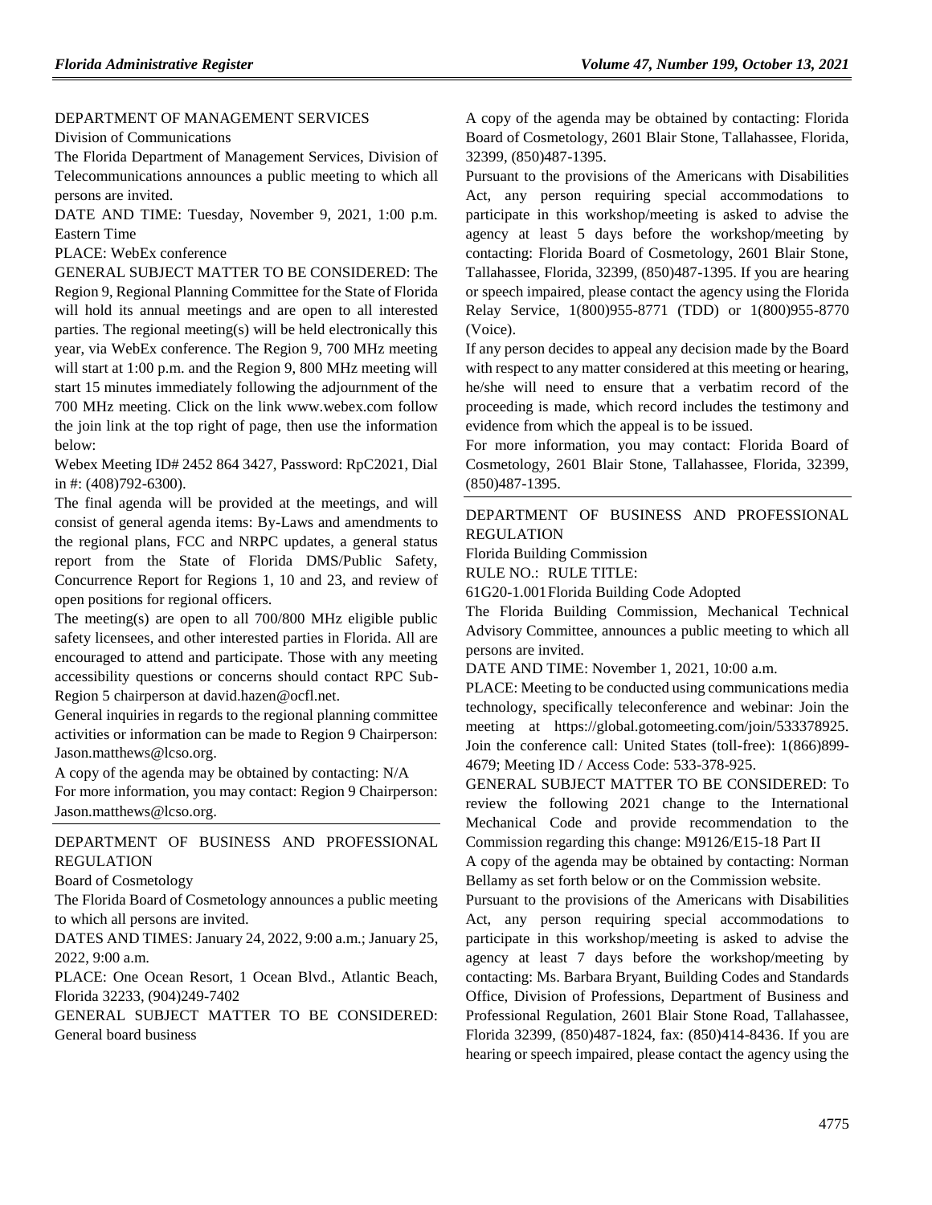DEPARTMENT OF MANAGEMENT SERVICES

Division of Communications

The Florida Department of Management Services, Division of Telecommunications announces a public meeting to which all persons are invited.

DATE AND TIME: Tuesday, November 9, 2021, 1:00 p.m. Eastern Time

PLACE: WebEx conference

GENERAL SUBJECT MATTER TO BE CONSIDERED: The Region 9, Regional Planning Committee for the State of Florida will hold its annual meetings and are open to all interested parties. The regional meeting(s) will be held electronically this year, via WebEx conference. The Region 9, 700 MHz meeting will start at 1:00 p.m. and the Region 9, 800 MHz meeting will start 15 minutes immediately following the adjournment of the 700 MHz meeting. Click on the link www.webex.com follow the join link at the top right of page, then use the information below:

Webex Meeting ID# 2452 864 3427, Password: RpC2021, Dial in #: (408)792-6300).

The final agenda will be provided at the meetings, and will consist of general agenda items: By-Laws and amendments to the regional plans, FCC and NRPC updates, a general status report from the State of Florida DMS/Public Safety, Concurrence Report for Regions 1, 10 and 23, and review of open positions for regional officers.

The meeting(s) are open to all 700/800 MHz eligible public safety licensees, and other interested parties in Florida. All are encouraged to attend and participate. Those with any meeting accessibility questions or concerns should contact RPC Sub-Region 5 chairperson at david.hazen@ocfl.net.

General inquiries in regards to the regional planning committee activities or information can be made to Region 9 Chairperson: Jason.matthews@lcso.org.

A copy of the agenda may be obtained by contacting: N/A

For more information, you may contact: Region 9 Chairperson: Jason.matthews@lcso.org.

DEPARTMENT OF BUSINESS AND PROFESSIONAL REGULATION

Board of Cosmetology

The Florida Board of Cosmetology announces a public meeting to which all persons are invited.

DATES AND TIMES: January 24, 2022, 9:00 a.m.; January 25, 2022, 9:00 a.m.

PLACE: One Ocean Resort, 1 Ocean Blvd., Atlantic Beach, Florida 32233, (904)249-7402

GENERAL SUBJECT MATTER TO BE CONSIDERED: General board business

A copy of the agenda may be obtained by contacting: Florida Board of Cosmetology, 2601 Blair Stone, Tallahassee, Florida, 32399, (850)487-1395.

Pursuant to the provisions of the Americans with Disabilities Act, any person requiring special accommodations to participate in this workshop/meeting is asked to advise the agency at least 5 days before the workshop/meeting by contacting: Florida Board of Cosmetology, 2601 Blair Stone, Tallahassee, Florida, 32399, (850)487-1395. If you are hearing or speech impaired, please contact the agency using the Florida Relay Service, 1(800)955-8771 (TDD) or 1(800)955-8770 (Voice).

If any person decides to appeal any decision made by the Board with respect to any matter considered at this meeting or hearing, he/she will need to ensure that a verbatim record of the proceeding is made, which record includes the testimony and evidence from which the appeal is to be issued.

For more information, you may contact: Florida Board of Cosmetology, 2601 Blair Stone, Tallahassee, Florida, 32399, (850)487-1395.

DEPARTMENT OF BUSINESS AND PROFESSIONAL REGULATION

Florida Building Commission

RULE NO.: RULE TITLE:

61G20-1.001 Florida Building Code Adopted

The Florida Building Commission, Mechanical Technical Advisory Committee, announces a public meeting to which all persons are invited.

DATE AND TIME: November 1, 2021, 10:00 a.m.

PLACE: Meeting to be conducted using communications media technology, specifically teleconference and webinar: Join the meeting at https://global.gotomeeting.com/join/533378925. Join the conference call: United States (toll-free): 1(866)899-4679; Meeting ID / Access Code: 533-378-925.

GENERAL SUBJECT MATTER TO BE CONSIDERED: To review the following 2021 change to the International Mechanical Code and provide recommendation to the Commission regarding this change: M9126/E15-18 Part II

A copy of the agenda may be obtained by contacting: Norman Bellamy as set forth below or on the Commission website.

Pursuant to the provisions of the Americans with Disabilities Act, any person requiring special accommodations to participate in this workshop/meeting is asked to advise the agency at least 7 days before the workshop/meeting by contacting: Ms. Barbara Bryant, Building Codes and Standards Office, Division of Professions, Department of Business and Professional Regulation, 2601 Blair Stone Road, Tallahassee, Florida 32399, (850)487-1824, fax: (850)414-8436. If you are hearing or speech impaired, please contact the agency using the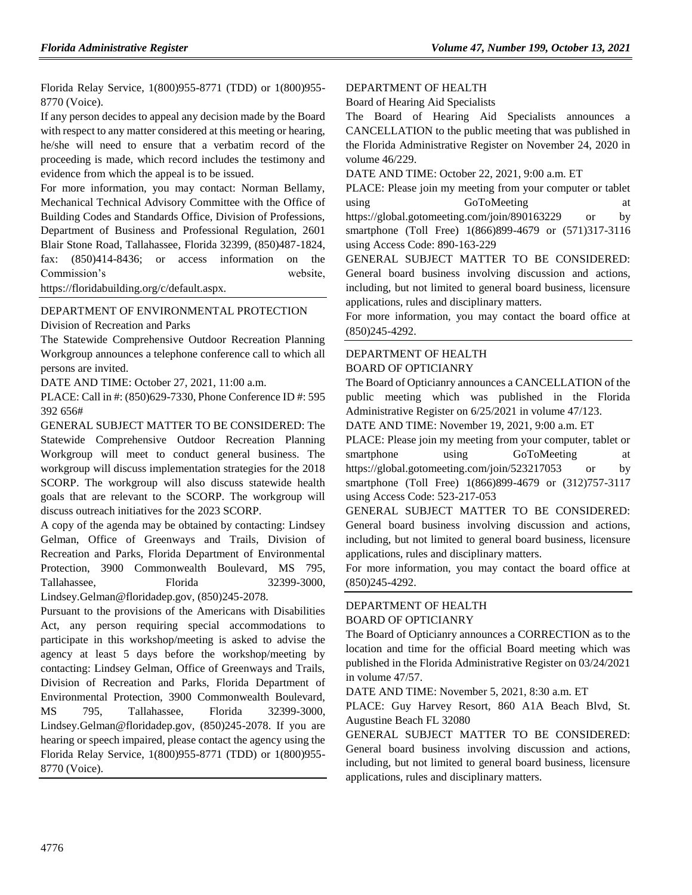Florida Relay Service, 1(800)955-8771 (TDD) or 1(800)955-8770 (Voice).

If any person decides to appeal any decision made by the Board with respect to any matter considered at this meeting or hearing, he/she will need to ensure that a verbatim record of the proceeding is made, which record includes the testimony and evidence from which the appeal is to be issued.

For more information, you may contact: Norman Bellamy, Mechanical Technical Advisory Committee with the Office of Building Codes and Standards Office, Division of Professions, Department of Business and Professional Regulation, 2601 Blair Stone Road, Tallahassee, Florida 32399, (850)487-1824, fax: (850)414-8436; or access information on the Commission's website, https://floridabuilding.org/c/default.aspx.

DEPARTMENT OF ENVIRONMENTAL PROTECTION

Division of Recreation and Parks

The Statewide Comprehensive Outdoor Recreation Planning Workgroup announces a telephone conference call to which all persons are invited.

DATE AND TIME: October 27, 2021, 11:00 a.m.

PLACE: Call in #: (850)629-7330, Phone Conference ID #: 595 392 656#

GENERAL SUBJECT MATTER TO BE CONSIDERED: The Statewide Comprehensive Outdoor Recreation Planning Workgroup will meet to conduct general business. The workgroup will discuss implementation strategies for the 2018 SCORP. The workgroup will also discuss statewide health goals that are relevant to the SCORP. The workgroup will discuss outreach initiatives for the 2023 SCORP.

A copy of the agenda may be obtained by contacting: Lindsey Gelman, Office of Greenways and Trails, Division of Recreation and Parks, Florida Department of Environmental Protection, 3900 Commonwealth Boulevard, MS 795, Tallahassee, Florida 32399-3000, Lindsey.Gelman@floridadep.gov, (850)245-2078.

Pursuant to the provisions of the Americans with Disabilities Act, any person requiring special accommodations to participate in this workshop/meeting is asked to advise the agency at least 5 days before the workshop/meeting by contacting: Lindsey Gelman, Office of Greenways and Trails, Division of Recreation and Parks, Florida Department of Environmental Protection, 3900 Commonwealth Boulevard, MS 795, Tallahassee, Florida 32399-3000, Lindsey.Gelman@floridadep.gov, (850)245-2078. If you are hearing or speech impaired, please contact the agency using the Florida Relay Service, 1(800)955-8771 (TDD) or 1(800)955-8770 (Voice).

DEPARTMENT OF HEALTH

Board of Hearing Aid Specialists

The Board of Hearing Aid Specialists announces a CANCELLATION to the public meeting that was published in the Florida Administrative Register on November 24, 2020 in volume 46/229.

DATE AND TIME: October 22, 2021, 9:00 a.m. ET

PLACE: Please join my meeting from your computer or tablet using GoToMeeting at https://global.gotomeeting.com/join/890163229 or by smartphone (Toll Free) 1(866)899-4679 or (571)317-3116 using Access Code: 890-163-229

GENERAL SUBJECT MATTER TO BE CONSIDERED: General board business involving discussion and actions, including, but not limited to general board business, licensure applications, rules and disciplinary matters.

For more information, you may contact the board office at (850)245-4292.

DEPARTMENT OF HEALTH

BOARD OF OPTICIANRY

The Board of Opticianry announces a CANCELLATION of the public meeting which was published in the Florida Administrative Register on 6/25/2021 in volume 47/123.

DATE AND TIME: November 19, 2021, 9:00 a.m. ET

PLACE: Please join my meeting from your computer, tablet or smartphone using GoToMeeting at https://global.gotomeeting.com/join/523217053 or by smartphone (Toll Free) 1(866)899-4679 or (312)757-3117 using Access Code: 523-217-053

GENERAL SUBJECT MATTER TO BE CONSIDERED: General board business involving discussion and actions, including, but not limited to general board business, licensure applications, rules and disciplinary matters.

For more information, you may contact the board office at (850)245-4292.

DEPARTMENT OF HEALTH

BOARD OF OPTICIANRY

The Board of Opticianry announces a CORRECTION as to the location and time for the official Board meeting which was published in the Florida Administrative Register on 03/24/2021 in volume 47/57.

DATE AND TIME: November 5, 2021, 8:30 a.m. ET

PLACE: Guy Harvey Resort, 860 A1A Beach Blvd, St. Augustine Beach FL 32080

GENERAL SUBJECT MATTER TO BE CONSIDERED: General board business involving discussion and actions, including, but not limited to general board business, licensure applications, rules and disciplinary matters.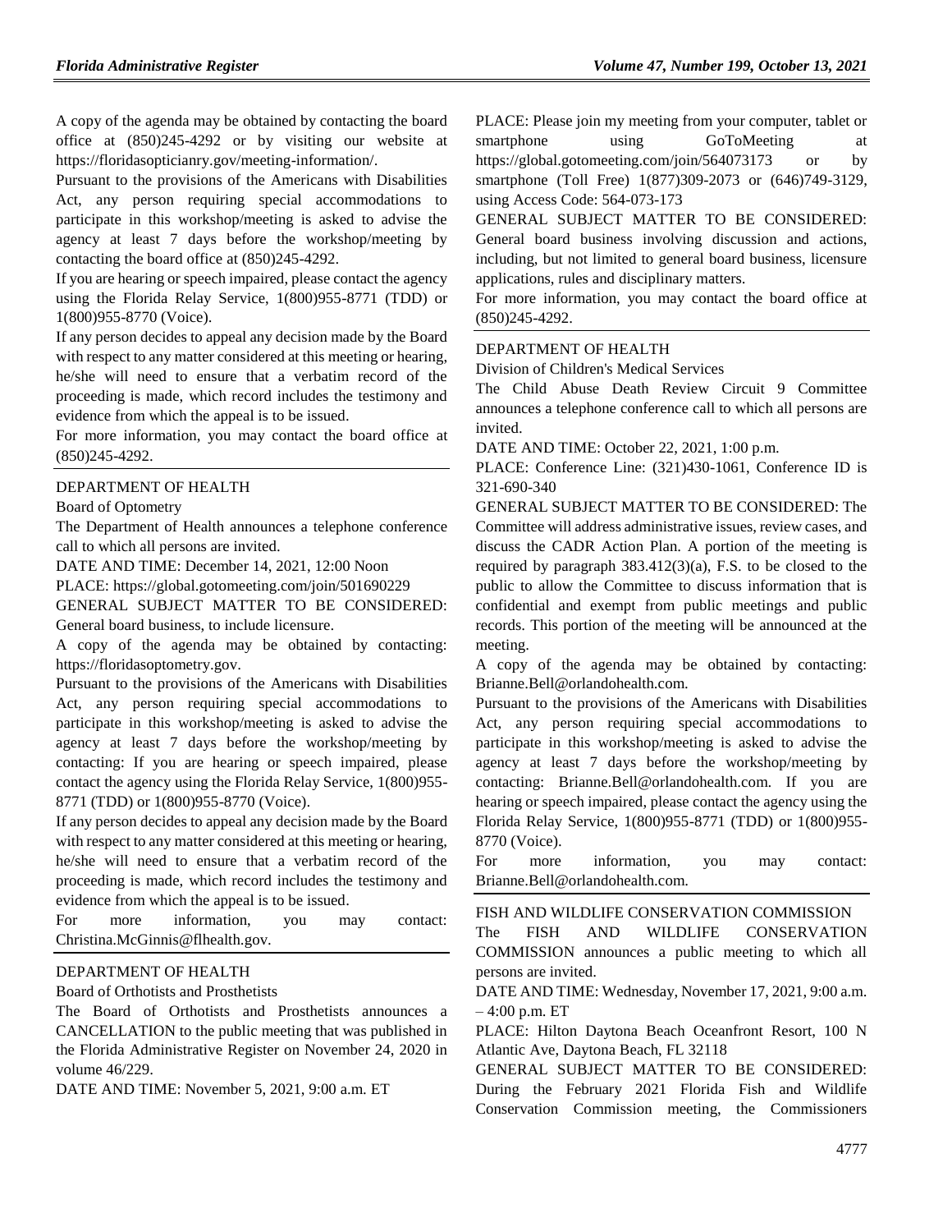A copy of the agenda may be obtained by contacting the board office at (850)245-4292 or by visiting our website at https://floridasopticianry.gov/meeting-information/.

Pursuant to the provisions of the Americans with Disabilities Act, any person requiring special accommodations to participate in this workshop/meeting is asked to advise the agency at least 7 days before the workshop/meeting by contacting the board office at (850)245-4292.

If you are hearing or speech impaired, please contact the agency using the Florida Relay Service, 1(800)955-8771 (TDD) or 1(800)955-8770 (Voice).

If any person decides to appeal any decision made by the Board with respect to any matter considered at this meeting or hearing, he/she will need to ensure that a verbatim record of the proceeding is made, which record includes the testimony and evidence from which the appeal is to be issued.

For more information, you may contact the board office at (850)245-4292.

DEPARTMENT OF HEALTH

Board of Optometry

The Department of Health announces a telephone conference call to which all persons are invited.

DATE AND TIME: December 14, 2021, 12:00 Noon

PLACE: https://global.gotomeeting.com/join/501690229

GENERAL SUBJECT MATTER TO BE CONSIDERED: General board business, to include licensure.

A copy of the agenda may be obtained by contacting: https://floridasoptometry.gov.

Pursuant to the provisions of the Americans with Disabilities Act, any person requiring special accommodations to participate in this workshop/meeting is asked to advise the agency at least 7 days before the workshop/meeting by contacting: If you are hearing or speech impaired, please contact the agency using the Florida Relay Service, 1(800)955-8771 (TDD) or 1(800)955-8770 (Voice).

If any person decides to appeal any decision made by the Board with respect to any matter considered at this meeting or hearing, he/she will need to ensure that a verbatim record of the proceeding is made, which record includes the testimony and evidence from which the appeal is to be issued.

For more information, you may contact: Christina.McGinnis@flhealth.gov.

DEPARTMENT OF HEALTH

Board of Orthotists and Prosthetists

The Board of Orthotists and Prosthetists announces a CANCELLATION to the public meeting that was published in the Florida Administrative Register on November 24, 2020 in volume 46/229.

DATE AND TIME: November 5, 2021, 9:00 a.m. ET

PLACE: Please join my meeting from your computer, tablet or smartphone using GoToMeeting at https://global.gotomeeting.com/join/564073173 or by smartphone (Toll Free) 1(877)309-2073 or (646)749-3129, using Access Code: 564-073-173

GENERAL SUBJECT MATTER TO BE CONSIDERED: General board business involving discussion and actions, including, but not limited to general board business, licensure applications, rules and disciplinary matters.

For more information, you may contact the board office at (850)245-4292.

DEPARTMENT OF HEALTH

Division of Children's Medical Services

The Child Abuse Death Review Circuit 9 Committee announces a telephone conference call to which all persons are invited.

DATE AND TIME: October 22, 2021, 1:00 p.m.

PLACE: Conference Line: (321)430-1061, Conference ID is 321-690-340

GENERAL SUBJECT MATTER TO BE CONSIDERED: The Committee will address administrative issues, review cases, and discuss the CADR Action Plan. A portion of the meeting is required by paragraph 383.412(3)(a), F.S. to be closed to the public to allow the Committee to discuss information that is confidential and exempt from public meetings and public records. This portion of the meeting will be announced at the meeting.

A copy of the agenda may be obtained by contacting: Brianne.Bell@orlandohealth.com.

Pursuant to the provisions of the Americans with Disabilities Act, any person requiring special accommodations to participate in this workshop/meeting is asked to advise the agency at least 7 days before the workshop/meeting by contacting: Brianne.Bell@orlandohealth.com. If you are hearing or speech impaired, please contact the agency using the Florida Relay Service, 1(800)955-8771 (TDD) or 1(800)955-8770 (Voice).

For more information, you may contact: Brianne.Bell@orlandohealth.com.

FISH AND WILDLIFE CONSERVATION COMMISSION

The FISH AND WILDLIFE CONSERVATION COMMISSION announces a public meeting to which all persons are invited.

DATE AND TIME: Wednesday, November 17, 2021, 9:00 a.m. – 4:00 p.m. ET

PLACE: Hilton Daytona Beach Oceanfront Resort, 100 N Atlantic Ave, Daytona Beach, FL 32118

GENERAL SUBJECT MATTER TO BE CONSIDERED: During the February 2021 Florida Fish and Wildlife Conservation Commission meeting, the Commissioners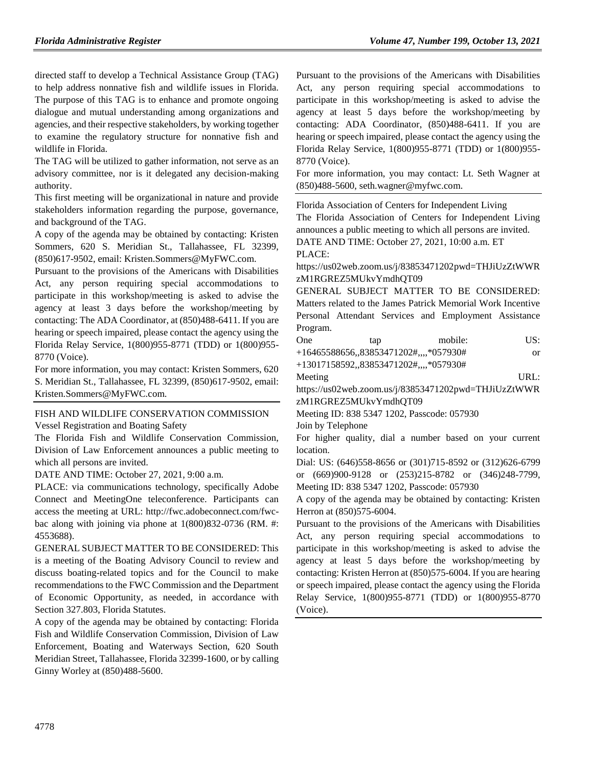directed staff to develop a Technical Assistance Group (TAG) to help address nonnative fish and wildlife issues in Florida. The purpose of this TAG is to enhance and promote ongoing dialogue and mutual understanding among organizations and agencies, and their respective stakeholders, by working together to examine the regulatory structure for nonnative fish and wildlife in Florida.

The TAG will be utilized to gather information, not serve as an advisory committee, nor is it delegated any decision-making authority.

This first meeting will be organizational in nature and provide stakeholders information regarding the purpose, governance, and background of the TAG.

A copy of the agenda may be obtained by contacting: Kristen Sommers, 620 S. Meridian St., Tallahassee, FL 32399, (850)617-9502, email: Kristen.Sommers@MyFWC.com.

Pursuant to the provisions of the Americans with Disabilities Act, any person requiring special accommodations to participate in this workshop/meeting is asked to advise the agency at least 3 days before the workshop/meeting by contacting: The ADA Coordinator, at (850)488-6411. If you are hearing or speech impaired, please contact the agency using the Florida Relay Service, 1(800)955-8771 (TDD) or 1(800)955-8770 (Voice).

For more information, you may contact: Kristen Sommers, 620 S. Meridian St., Tallahassee, FL 32399, (850)617-9502, email: Kristen.Sommers@MyFWC.com.

---

FISH AND WILDLIFE CONSERVATION COMMISSION

Vessel Registration and Boating Safety

The Florida Fish and Wildlife Conservation Commission, Division of Law Enforcement announces a public meeting to which all persons are invited.

DATE AND TIME: October 27, 2021, 9:00 a.m.

PLACE: via communications technology, specifically Adobe Connect and MeetingOne teleconference. Participants can access the meeting at URL: http://fwc.adobeconnect.com/fwc-bac along with joining via phone at 1(800)832-0736 (RM. #: 4553688).

GENERAL SUBJECT MATTER TO BE CONSIDERED: This is a meeting of the Boating Advisory Council to review and discuss boating-related topics and for the Council to make recommendations to the FWC Commission and the Department of Economic Opportunity, as needed, in accordance with Section 327.803, Florida Statutes.

A copy of the agenda may be obtained by contacting: Florida Fish and Wildlife Conservation Commission, Division of Law Enforcement, Boating and Waterways Section, 620 South Meridian Street, Tallahassee, Florida 32399-1600, or by calling Ginny Worley at (850)488-5600.

Pursuant to the provisions of the Americans with Disabilities Act, any person requiring special accommodations to participate in this workshop/meeting is asked to advise the agency at least 5 days before the workshop/meeting by contacting: ADA Coordinator, (850)488-6411. If you are hearing or speech impaired, please contact the agency using the Florida Relay Service, 1(800)955-8771 (TDD) or 1(800)955-8770 (Voice).

For more information, you may contact: Lt. Seth Wagner at (850)488-5600, seth.wagner@myfwc.com.

---

Florida Association of Centers for Independent Living

The Florida Association of Centers for Independent Living announces a public meeting to which all persons are invited.

DATE AND TIME: October 27, 2021, 10:00 a.m. ET

PLACE:

https://us02web.zoom.us/j/83853471202pwd=THJiUzZtWWRzM1RGREZ5MUkvYmdhQT09

GENERAL SUBJECT MATTER TO BE CONSIDERED: Matters related to the James Patrick Memorial Work Incentive Personal Attendant Services and Employment Assistance Program.

One tap mobile: US: +16465588656,,83853471202#,,,,*057930# or +13017158592,,83853471202#,,,,*057930#

Meeting URL:

https://us02web.zoom.us/j/83853471202pwd=THJiUzZtWWRzM1RGREZ5MUkvYmdhQT09

Meeting ID: 838 5347 1202, Passcode: 057930

Join by Telephone

For higher quality, dial a number based on your current location.

Dial: US: (646)558-8656 or (301)715-8592 or (312)626-6799 or (669)900-9128 or (253)215-8782 or (346)248-7799, Meeting ID: 838 5347 1202, Passcode: 057930

A copy of the agenda may be obtained by contacting: Kristen Herron at (850)575-6004.

Pursuant to the provisions of the Americans with Disabilities Act, any person requiring special accommodations to participate in this workshop/meeting is asked to advise the agency at least 5 days before the workshop/meeting by contacting: Kristen Herron at (850)575-6004. If you are hearing or speech impaired, please contact the agency using the Florida Relay Service, 1(800)955-8771 (TDD) or 1(800)955-8770 (Voice).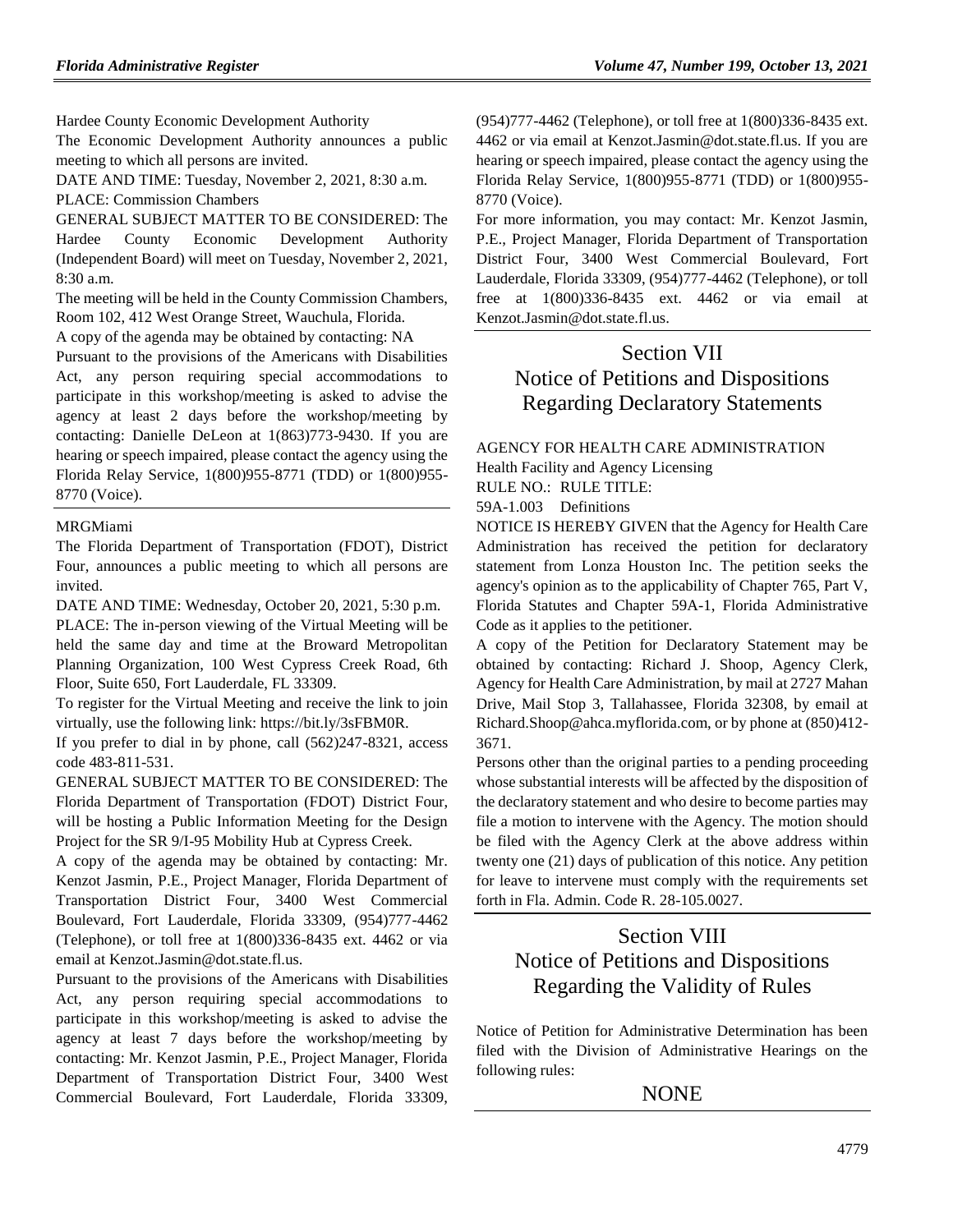Hardee County Economic Development Authority

The Economic Development Authority announces a public meeting to which all persons are invited.

DATE AND TIME: Tuesday, November 2, 2021, 8:30 a.m.

PLACE: Commission Chambers

GENERAL SUBJECT MATTER TO BE CONSIDERED: The Hardee County Economic Development Authority (Independent Board) will meet on Tuesday, November 2, 2021, 8:30 a.m.

The meeting will be held in the County Commission Chambers, Room 102, 412 West Orange Street, Wauchula, Florida.

A copy of the agenda may be obtained by contacting: NA

Pursuant to the provisions of the Americans with Disabilities Act, any person requiring special accommodations to participate in this workshop/meeting is asked to advise the agency at least 2 days before the workshop/meeting by contacting: Danielle DeLeon at 1(863)773-9430. If you are hearing or speech impaired, please contact the agency using the Florida Relay Service, 1(800)955-8771 (TDD) or 1(800)955-8770 (Voice).

MRGMiami

The Florida Department of Transportation (FDOT), District Four, announces a public meeting to which all persons are invited.

DATE AND TIME: Wednesday, October 20, 2021, 5:30 p.m.

PLACE: The in-person viewing of the Virtual Meeting will be held the same day and time at the Broward Metropolitan Planning Organization, 100 West Cypress Creek Road, 6th Floor, Suite 650, Fort Lauderdale, FL 33309.

To register for the Virtual Meeting and receive the link to join virtually, use the following link: https://bit.ly/3sFBM0R.

If you prefer to dial in by phone, call (562)247-8321, access code 483-811-531.

GENERAL SUBJECT MATTER TO BE CONSIDERED: The Florida Department of Transportation (FDOT) District Four, will be hosting a Public Information Meeting for the Design Project for the SR 9/I-95 Mobility Hub at Cypress Creek.

A copy of the agenda may be obtained by contacting: Mr. Kenzot Jasmin, P.E., Project Manager, Florida Department of Transportation District Four, 3400 West Commercial Boulevard, Fort Lauderdale, Florida 33309, (954)777-4462 (Telephone), or toll free at 1(800)336-8435 ext. 4462 or via email at Kenzot.Jasmin@dot.state.fl.us.

Pursuant to the provisions of the Americans with Disabilities Act, any person requiring special accommodations to participate in this workshop/meeting is asked to advise the agency at least 7 days before the workshop/meeting by contacting: Mr. Kenzot Jasmin, P.E., Project Manager, Florida Department of Transportation District Four, 3400 West Commercial Boulevard, Fort Lauderdale, Florida 33309, (954)777-4462 (Telephone), or toll free at 1(800)336-8435 ext. 4462 or via email at Kenzot.Jasmin@dot.state.fl.us. If you are hearing or speech impaired, please contact the agency using the Florida Relay Service, 1(800)955-8771 (TDD) or 1(800)955-8770 (Voice).

For more information, you may contact: Mr. Kenzot Jasmin, P.E., Project Manager, Florida Department of Transportation District Four, 3400 West Commercial Boulevard, Fort Lauderdale, Florida 33309, (954)777-4462 (Telephone), or toll free at 1(800)336-8435 ext. 4462 or via email at Kenzot.Jasmin@dot.state.fl.us.

# Section VII Notice of Petitions and Dispositions Regarding Declaratory Statements

AGENCY FOR HEALTH CARE ADMINISTRATION

Health Facility and Agency Licensing

RULE NO.: RULE TITLE:

59A-1.003 Definitions

NOTICE IS HEREBY GIVEN that the Agency for Health Care Administration has received the petition for declaratory statement from Lonza Houston Inc. The petition seeks the agency's opinion as to the applicability of Chapter 765, Part V, Florida Statutes and Chapter 59A-1, Florida Administrative Code as it applies to the petitioner.

A copy of the Petition for Declaratory Statement may be obtained by contacting: Richard J. Shoop, Agency Clerk, Agency for Health Care Administration, by mail at 2727 Mahan Drive, Mail Stop 3, Tallahassee, Florida 32308, by email at Richard.Shoop@ahca.myflorida.com, or by phone at (850)412-3671.

Persons other than the original parties to a pending proceeding whose substantial interests will be affected by the disposition of the declaratory statement and who desire to become parties may file a motion to intervene with the Agency. The motion should be filed with the Agency Clerk at the above address within twenty one (21) days of publication of this notice. Any petition for leave to intervene must comply with the requirements set forth in Fla. Admin. Code R. 28-105.0027.

# Section VIII Notice of Petitions and Dispositions Regarding the Validity of Rules

Notice of Petition for Administrative Determination has been filed with the Division of Administrative Hearings on the following rules:

NONE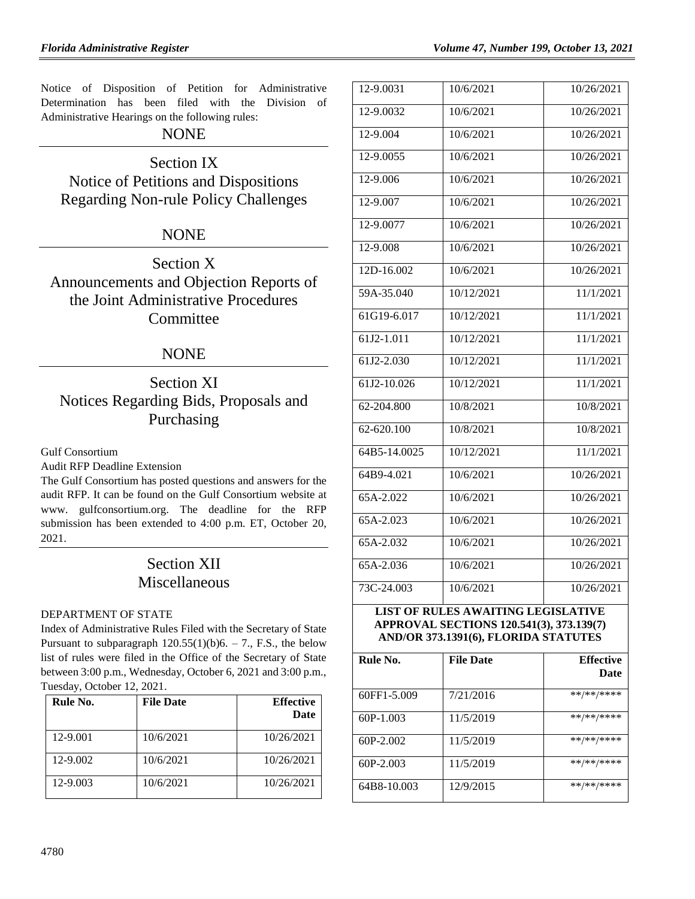Notice of Disposition of Petition for Administrative Determination has been filed with the Division of Administrative Hearings on the following rules:

NONE

# Section IX
# Notice of Petitions and Dispositions Regarding Non-rule Policy Challenges

NONE

# Section X
# Announcements and Objection Reports of the Joint Administrative Procedures Committee

NONE

# Section XI
# Notices Regarding Bids, Proposals and Purchasing

Gulf Consortium

Audit RFP Deadline Extension

The Gulf Consortium has posted questions and answers for the audit RFP. It can be found on the Gulf Consortium website at www. gulfconsortium.org. The deadline for the RFP submission has been extended to 4:00 p.m. ET, October 20, 2021.

# Section XII
# Miscellaneous

DEPARTMENT OF STATE

Index of Administrative Rules Filed with the Secretary of State Pursuant to subparagraph 120.55(1)(b)6. – 7., F.S., the below list of rules were filed in the Office of the Secretary of State between 3:00 p.m., Wednesday, October 6, 2021 and 3:00 p.m., Tuesday, October 12, 2021.

| Rule No. | File Date | Effective Date |
|---|---|---|
| 12-9.001 | 10/6/2021 | 10/26/2021 |
| 12-9.002 | 10/6/2021 | 10/26/2021 |
| 12-9.003 | 10/6/2021 | 10/26/2021 |
| 12-9.0031 | 10/6/2021 | 10/26/2021 |
| 12-9.0032 | 10/6/2021 | 10/26/2021 |
| 12-9.004 | 10/6/2021 | 10/26/2021 |
| 12-9.0055 | 10/6/2021 | 10/26/2021 |
| 12-9.006 | 10/6/2021 | 10/26/2021 |
| 12-9.007 | 10/6/2021 | 10/26/2021 |
| 12-9.0077 | 10/6/2021 | 10/26/2021 |
| 12-9.008 | 10/6/2021 | 10/26/2021 |
| 12D-16.002 | 10/6/2021 | 10/26/2021 |
| 59A-35.040 | 10/12/2021 | 11/1/2021 |
| 61G19-6.017 | 10/12/2021 | 11/1/2021 |
| 61J2-1.011 | 10/12/2021 | 11/1/2021 |
| 61J2-2.030 | 10/12/2021 | 11/1/2021 |
| 61J2-10.026 | 10/12/2021 | 11/1/2021 |
| 62-204.800 | 10/8/2021 | 10/8/2021 |
| 62-620.100 | 10/8/2021 | 10/8/2021 |
| 64B5-14.0025 | 10/12/2021 | 11/1/2021 |
| 64B9-4.021 | 10/6/2021 | 10/26/2021 |
| 65A-2.022 | 10/6/2021 | 10/26/2021 |
| 65A-2.023 | 10/6/2021 | 10/26/2021 |
| 65A-2.032 | 10/6/2021 | 10/26/2021 |
| 65A-2.036 | 10/6/2021 | 10/26/2021 |
| 73C-24.003 | 10/6/2021 | 10/26/2021 |

**LIST OF RULES AWAITING LEGISLATIVE APPROVAL SECTIONS 120.541(3), 373.139(7) AND/OR 373.1391(6), FLORIDA STATUTES**

| Rule No. | File Date | Effective Date |
|---|---|---|
| 60FF1-5.009 | 7/21/2016 | \*\*/\*\*/\*\*\*\* |
| 60P-1.003 | 11/5/2019 | \*\*/\*\*/\*\*\*\* |
| 60P-2.002 | 11/5/2019 | \*\*/\*\*/\*\*\*\* |
| 60P-2.003 | 11/5/2019 | \*\*/\*\*/\*\*\*\* |
| 64B8-10.003 | 12/9/2015 | \*\*/\*\*/\*\*\*\* |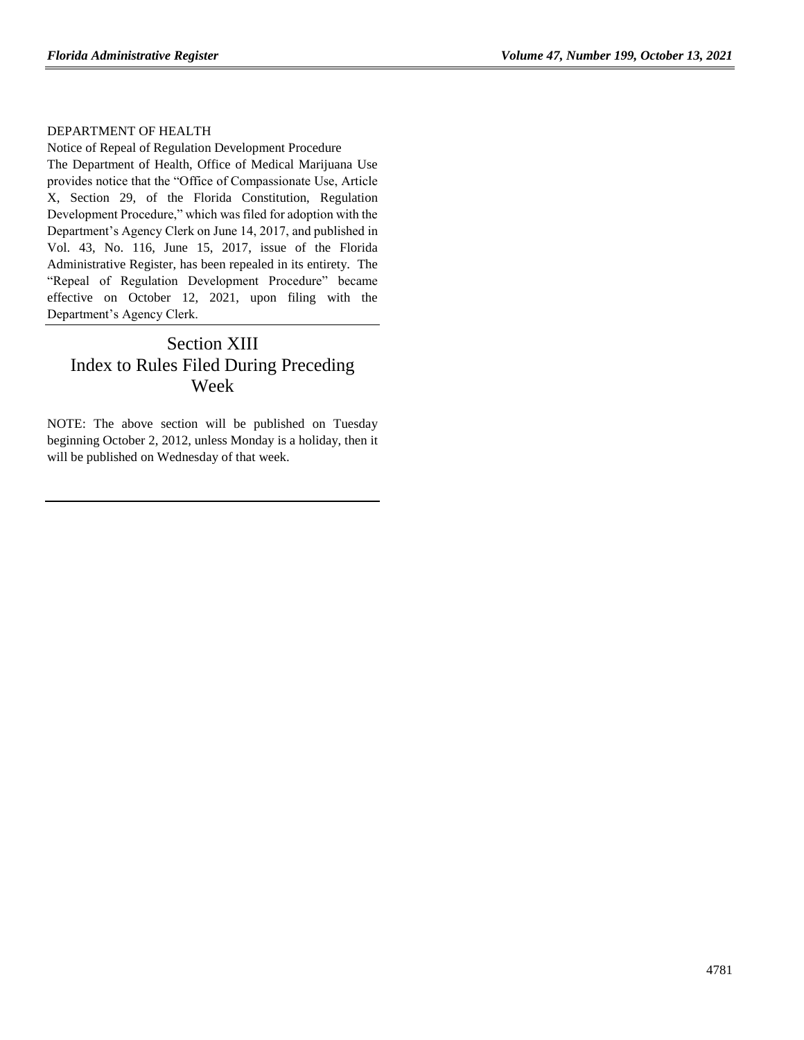DEPARTMENT OF HEALTH

Notice of Repeal of Regulation Development Procedure

The Department of Health, Office of Medical Marijuana Use provides notice that the "Office of Compassionate Use, Article X, Section 29, of the Florida Constitution, Regulation Development Procedure," which was filed for adoption with the Department's Agency Clerk on June 14, 2017, and published in Vol. 43, No. 116, June 15, 2017, issue of the Florida Administrative Register, has been repealed in its entirety. The "Repeal of Regulation Development Procedure" became effective on October 12, 2021, upon filing with the Department's Agency Clerk.

# Section XIII
# Index to Rules Filed During Preceding Week

NOTE: The above section will be published on Tuesday beginning October 2, 2012, unless Monday is a holiday, then it will be published on Wednesday of that week.